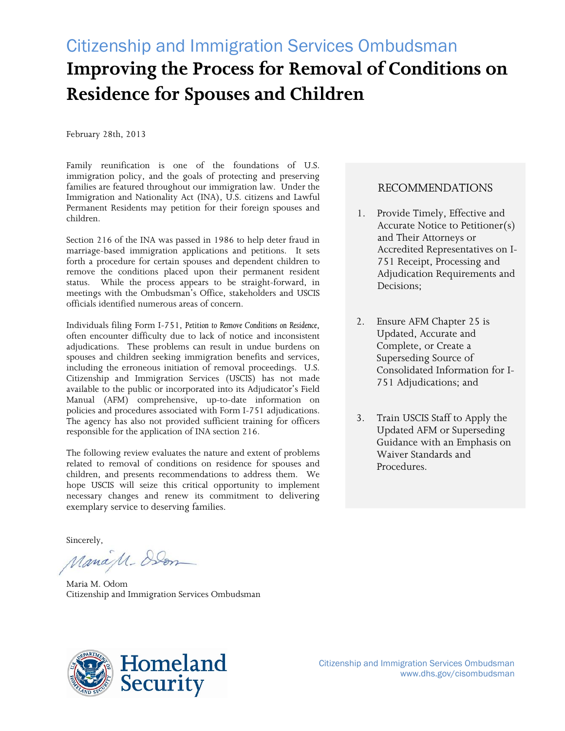Citizenship and Immigration Services Ombudsman

# Improving the Process for Removal of Conditions on Residence for Spouses and Children

February 28th, 2013

Family reunification is one of the foundations of U.S. immigration policy, and the goals of protecting and preserving families are featured throughout our immigration law. Under the Immigration and Nationality Act (INA), U.S. citizens and Lawful Permanent Residents may petition for their foreign spouses and children.

Section 216 of the INA was passed in 1986 to help deter fraud in marriage-based immigration applications and petitions. It sets forth a procedure for certain spouses and dependent children to remove the conditions placed upon their permanent resident status. While the process appears to be straight-forward, in meetings with the Ombudsman's Office, stakeholders and USCIS officials identified numerous areas of concern.

Individuals filing Form I-751, *Petition to Remove Conditions on Residence*, often encounter difficulty due to lack of notice and inconsistent adjudications. These problems can result in undue burdens on spouses and children seeking immigration benefits and services, including the erroneous initiation of removal proceedings. U.S. Citizenship and Immigration Services (USCIS) has not made available to the public or incorporated into its Adjudicator's Field Manual (AFM) comprehensive, up-to-date information on policies and procedures associated with Form I-751 adjudications. The agency has also not provided sufficient training for officers responsible for the application of INA section 216.

The following review evaluates the nature and extent of problems related to removal of conditions on residence for spouses and children, and presents recommendations to address them. We hope USCIS will seize this critical opportunity to implement necessary changes and renew its commitment to delivering exemplary service to deserving families.

Sincerely,

Maria M. Odom
Citizenship and Immigration Services Ombudsman

## RECOMMENDATIONS

1. Provide Timely, Effective and Accurate Notice to Petitioner(s) and Their Attorneys or Accredited Representatives on I-751 Receipt, Processing and Adjudication Requirements and Decisions;

2. Ensure AFM Chapter 25 is Updated, Accurate and Complete, or Create a Superseding Source of Consolidated Information for I-751 Adjudications; and

3. Train USCIS Staff to Apply the Updated AFM or Superseding Guidance with an Emphasis on Waiver Standards and Procedures.

Homeland Security

Citizenship and Immigration Services Ombudsman
www.dhs.gov/cisombudsman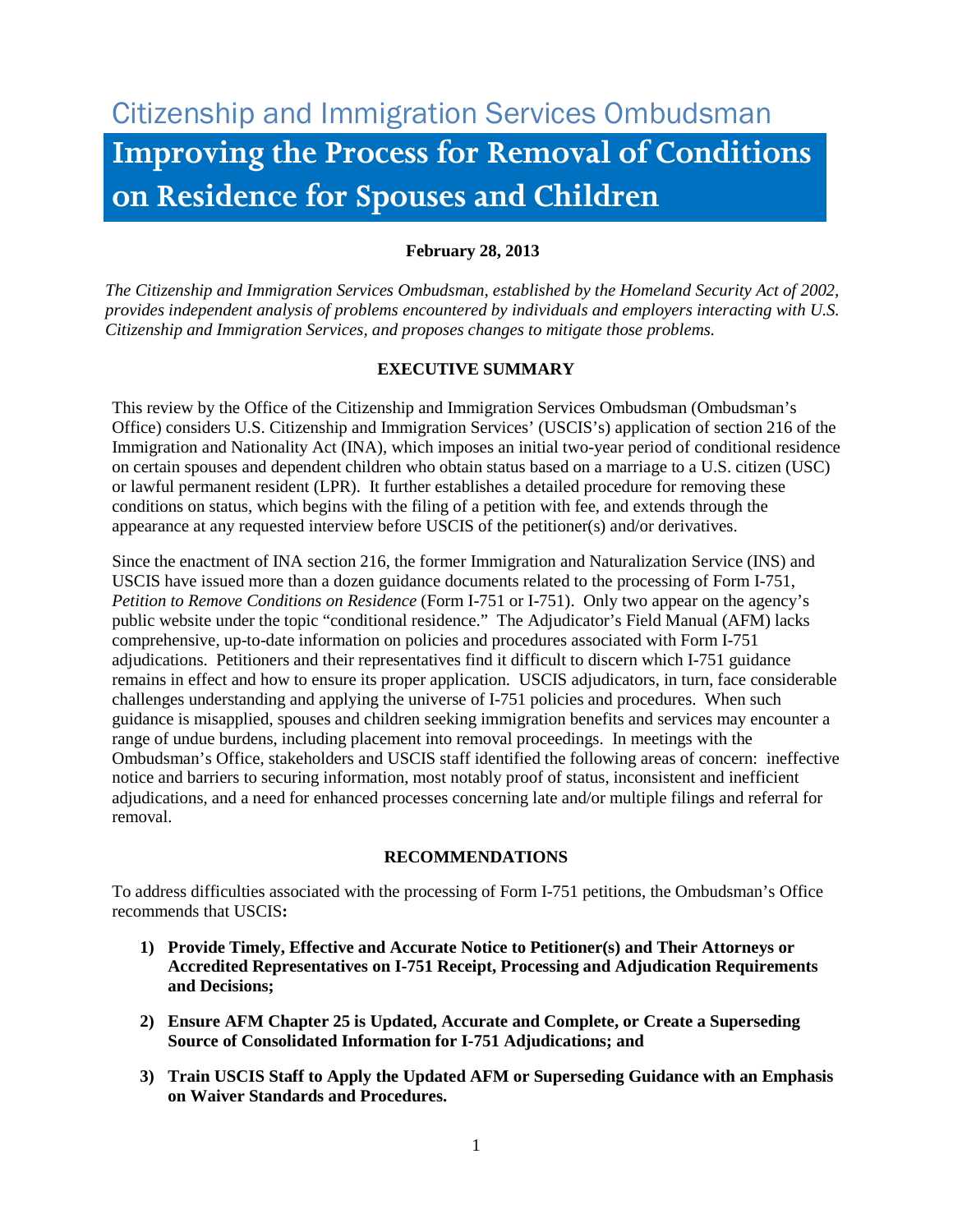Citizenship and Immigration Services Ombudsman

# Improving the Process for Removal of Conditions on Residence for Spouses and Children

**February 28, 2013**

*The Citizenship and Immigration Services Ombudsman, established by the Homeland Security Act of 2002, provides independent analysis of problems encountered by individuals and employers interacting with U.S. Citizenship and Immigration Services, and proposes changes to mitigate those problems.*

## EXECUTIVE SUMMARY

This review by the Office of the Citizenship and Immigration Services Ombudsman (Ombudsman's Office) considers U.S. Citizenship and Immigration Services' (USCIS's) application of section 216 of the Immigration and Nationality Act (INA), which imposes an initial two-year period of conditional residence on certain spouses and dependent children who obtain status based on a marriage to a U.S. citizen (USC) or lawful permanent resident (LPR). It further establishes a detailed procedure for removing these conditions on status, which begins with the filing of a petition with fee, and extends through the appearance at any requested interview before USCIS of the petitioner(s) and/or derivatives.

Since the enactment of INA section 216, the former Immigration and Naturalization Service (INS) and USCIS have issued more than a dozen guidance documents related to the processing of Form I-751, *Petition to Remove Conditions on Residence* (Form I-751 or I-751). Only two appear on the agency's public website under the topic "conditional residence." The Adjudicator's Field Manual (AFM) lacks comprehensive, up-to-date information on policies and procedures associated with Form I-751 adjudications. Petitioners and their representatives find it difficult to discern which I-751 guidance remains in effect and how to ensure its proper application. USCIS adjudicators, in turn, face considerable challenges understanding and applying the universe of I-751 policies and procedures. When such guidance is misapplied, spouses and children seeking immigration benefits and services may encounter a range of undue burdens, including placement into removal proceedings. In meetings with the Ombudsman's Office, stakeholders and USCIS staff identified the following areas of concern: ineffective notice and barriers to securing information, most notably proof of status, inconsistent and inefficient adjudications, and a need for enhanced processes concerning late and/or multiple filings and referral for removal.

## RECOMMENDATIONS

To address difficulties associated with the processing of Form I-751 petitions, the Ombudsman's Office recommends that USCIS**:**

1) **Provide Timely, Effective and Accurate Notice to Petitioner(s) and Their Attorneys or Accredited Representatives on I-751 Receipt, Processing and Adjudication Requirements and Decisions;**

2) **Ensure AFM Chapter 25 is Updated, Accurate and Complete, or Create a Superseding Source of Consolidated Information for I-751 Adjudications; and**

3) **Train USCIS Staff to Apply the Updated AFM or Superseding Guidance with an Emphasis on Waiver Standards and Procedures.**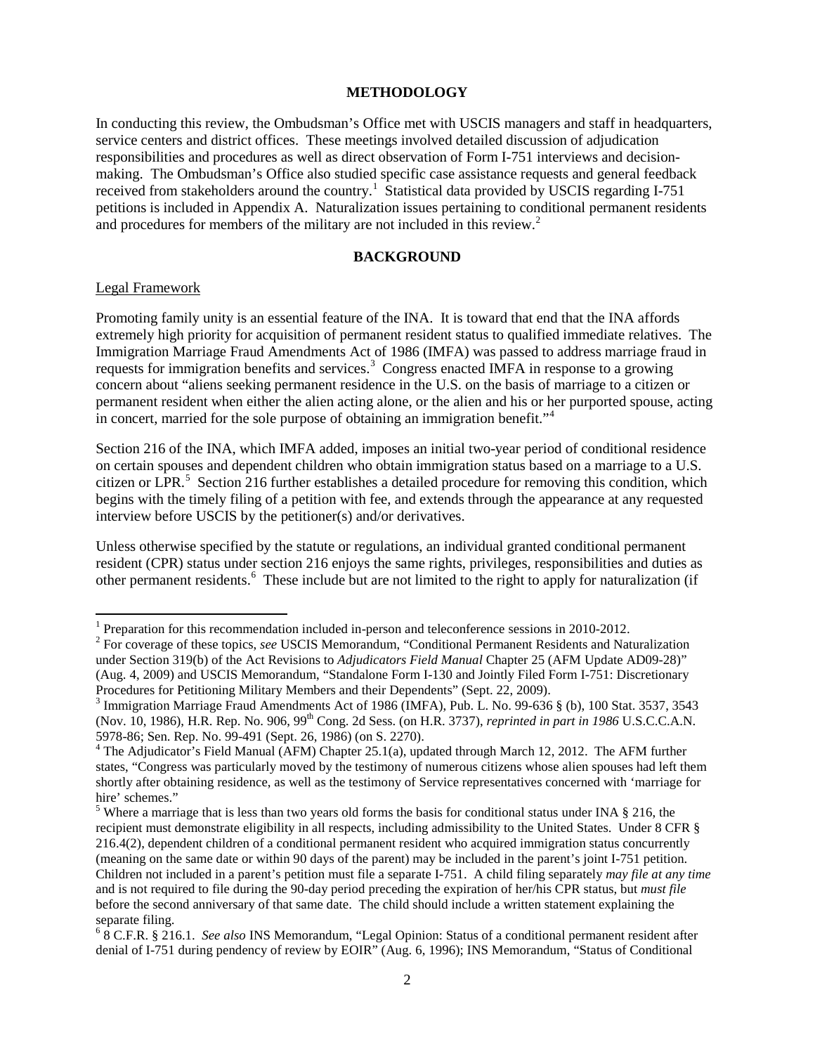## METHODOLOGY

In conducting this review, the Ombudsman's Office met with USCIS managers and staff in headquarters, service centers and district offices. These meetings involved detailed discussion of adjudication responsibilities and procedures as well as direct observation of Form I-751 interviews and decision-making. The Ombudsman's Office also studied specific case assistance requests and general feedback received from stakeholders around the country.[1] Statistical data provided by USCIS regarding I-751 petitions is included in Appendix A. Naturalization issues pertaining to conditional permanent residents and procedures for members of the military are not included in this review.[2]

## BACKGROUND

Legal Framework

Promoting family unity is an essential feature of the INA. It is toward that end that the INA affords extremely high priority for acquisition of permanent resident status to qualified immediate relatives. The Immigration Marriage Fraud Amendments Act of 1986 (IMFA) was passed to address marriage fraud in requests for immigration benefits and services.[3] Congress enacted IMFA in response to a growing concern about "aliens seeking permanent residence in the U.S. on the basis of marriage to a citizen or permanent resident when either the alien acting alone, or the alien and his or her purported spouse, acting in concert, married for the sole purpose of obtaining an immigration benefit."[4]

Section 216 of the INA, which IMFA added, imposes an initial two-year period of conditional residence on certain spouses and dependent children who obtain immigration status based on a marriage to a U.S. citizen or LPR.[5] Section 216 further establishes a detailed procedure for removing this condition, which begins with the timely filing of a petition with fee, and extends through the appearance at any requested interview before USCIS by the petitioner(s) and/or derivatives.

Unless otherwise specified by the statute or regulations, an individual granted conditional permanent resident (CPR) status under section 216 enjoys the same rights, privileges, responsibilities and duties as other permanent residents.[6] These include but are not limited to the right to apply for naturalization (if

---

[1] Preparation for this recommendation included in-person and teleconference sessions in 2010-2012.

[2] For coverage of these topics, *see* USCIS Memorandum, "Conditional Permanent Residents and Naturalization under Section 319(b) of the Act Revisions to *Adjudicators Field Manual* Chapter 25 (AFM Update AD09-28)" (Aug. 4, 2009) and USCIS Memorandum, "Standalone Form I-130 and Jointly Filed Form I-751: Discretionary Procedures for Petitioning Military Members and their Dependents" (Sept. 22, 2009).

[3] Immigration Marriage Fraud Amendments Act of 1986 (IMFA), Pub. L. No. 99-636 § (b), 100 Stat. 3537, 3543 (Nov. 10, 1986), H.R. Rep. No. 906, 99th Cong. 2d Sess. (on H.R. 3737), *reprinted in part in 1986* U.S.C.C.A.N. 5978-86; Sen. Rep. No. 99-491 (Sept. 26, 1986) (on S. 2270).

[4] The Adjudicator's Field Manual (AFM) Chapter 25.1(a), updated through March 12, 2012. The AFM further states, "Congress was particularly moved by the testimony of numerous citizens whose alien spouses had left them shortly after obtaining residence, as well as the testimony of Service representatives concerned with 'marriage for hire' schemes."

[5] Where a marriage that is less than two years old forms the basis for conditional status under INA § 216, the recipient must demonstrate eligibility in all respects, including admissibility to the United States. Under 8 CFR § 216.4(2), dependent children of a conditional permanent resident who acquired immigration status concurrently (meaning on the same date or within 90 days of the parent) may be included in the parent's joint I-751 petition. Children not included in a parent's petition must file a separate I-751. A child filing separately *may file at any time* and is not required to file during the 90-day period preceding the expiration of her/his CPR status, but *must file* before the second anniversary of that same date. The child should include a written statement explaining the separate filing.

[6] 8 C.F.R. § 216.1. *See also* INS Memorandum, "Legal Opinion: Status of a conditional permanent resident after denial of I-751 during pendency of review by EOIR" (Aug. 6, 1996); INS Memorandum, "Status of Conditional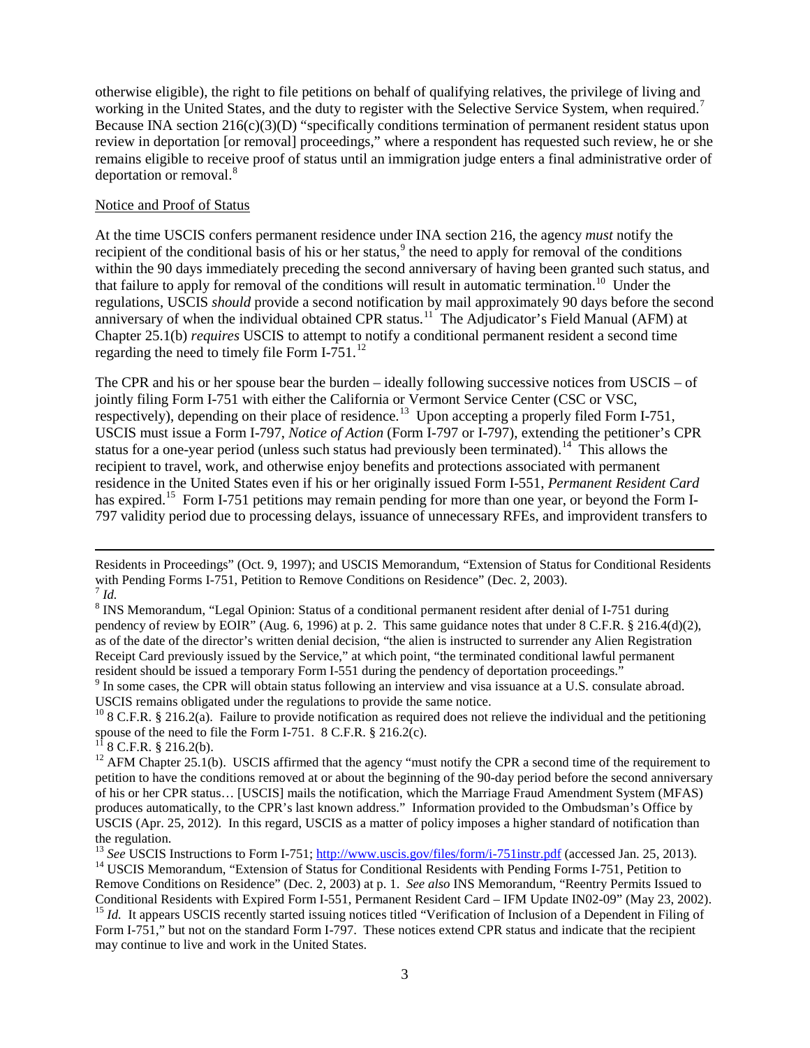otherwise eligible), the right to file petitions on behalf of qualifying relatives, the privilege of living and working in the United States, and the duty to register with the Selective Service System, when required.[7] Because INA section 216(c)(3)(D) "specifically conditions termination of permanent resident status upon review in deportation [or removal] proceedings," where a respondent has requested such review, he or she remains eligible to receive proof of status until an immigration judge enters a final administrative order of deportation or removal.[8]

Notice and Proof of Status

At the time USCIS confers permanent residence under INA section 216, the agency *must* notify the recipient of the conditional basis of his or her status,[9] the need to apply for removal of the conditions within the 90 days immediately preceding the second anniversary of having been granted such status, and that failure to apply for removal of the conditions will result in automatic termination.[10] Under the regulations, USCIS *should* provide a second notification by mail approximately 90 days before the second anniversary of when the individual obtained CPR status.[11] The Adjudicator's Field Manual (AFM) at Chapter 25.1(b) *requires* USCIS to attempt to notify a conditional permanent resident a second time regarding the need to timely file Form I-751.[12]

The CPR and his or her spouse bear the burden – ideally following successive notices from USCIS – of jointly filing Form I-751 with either the California or Vermont Service Center (CSC or VSC, respectively), depending on their place of residence.[13] Upon accepting a properly filed Form I-751, USCIS must issue a Form I-797, *Notice of Action* (Form I-797 or I-797), extending the petitioner's CPR status for a one-year period (unless such status had previously been terminated).[14] This allows the recipient to travel, work, and otherwise enjoy benefits and protections associated with permanent residence in the United States even if his or her originally issued Form I-551, *Permanent Resident Card* has expired.[15] Form I-751 petitions may remain pending for more than one year, or beyond the Form I-797 validity period due to processing delays, issuance of unnecessary RFEs, and improvident transfers to

---

Residents in Proceedings" (Oct. 9, 1997); and USCIS Memorandum, "Extension of Status for Conditional Residents with Pending Forms I-751, Petition to Remove Conditions on Residence" (Dec. 2, 2003).

[7] *Id.*

[8] INS Memorandum, "Legal Opinion: Status of a conditional permanent resident after denial of I-751 during pendency of review by EOIR" (Aug. 6, 1996) at p. 2. This same guidance notes that under 8 C.F.R. § 216.4(d)(2), as of the date of the director's written denial decision, "the alien is instructed to surrender any Alien Registration Receipt Card previously issued by the Service," at which point, "the terminated conditional lawful permanent resident should be issued a temporary Form I-551 during the pendency of deportation proceedings."

[9] In some cases, the CPR will obtain status following an interview and visa issuance at a U.S. consulate abroad. USCIS remains obligated under the regulations to provide the same notice.

[10] 8 C.F.R. § 216.2(a). Failure to provide notification as required does not relieve the individual and the petitioning spouse of the need to file the Form I-751. 8 C.F.R. § 216.2(c).

[11] 8 C.F.R. § 216.2(b).

[12] AFM Chapter 25.1(b). USCIS affirmed that the agency "must notify the CPR a second time of the requirement to petition to have the conditions removed at or about the beginning of the 90-day period before the second anniversary of his or her CPR status… [USCIS] mails the notification, which the Marriage Fraud Amendment System (MFAS) produces automatically, to the CPR's last known address." Information provided to the Ombudsman's Office by USCIS (Apr. 25, 2012). In this regard, USCIS as a matter of policy imposes a higher standard of notification than the regulation.

[13] *See* USCIS Instructions to Form I-751; http://www.uscis.gov/files/form/i-751instr.pdf (accessed Jan. 25, 2013).

[14] USCIS Memorandum, "Extension of Status for Conditional Residents with Pending Forms I-751, Petition to Remove Conditions on Residence" (Dec. 2, 2003) at p. 1. *See also* INS Memorandum, "Reentry Permits Issued to Conditional Residents with Expired Form I-551, Permanent Resident Card – IFM Update IN02-09" (May 23, 2002).

[15] *Id.* It appears USCIS recently started issuing notices titled "Verification of Inclusion of a Dependent in Filing of Form I-751," but not on the standard Form I-797. These notices extend CPR status and indicate that the recipient may continue to live and work in the United States.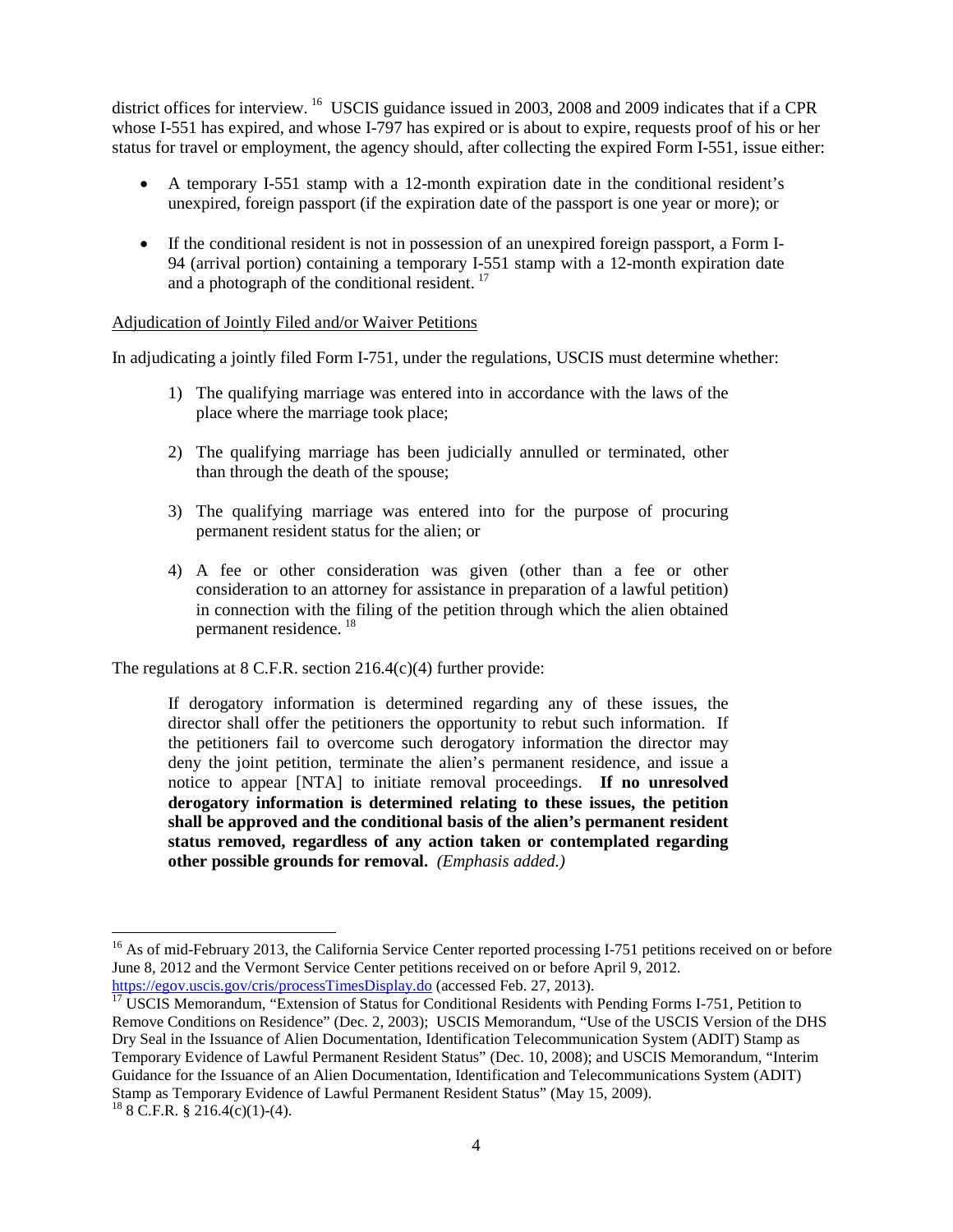district offices for interview.[16] USCIS guidance issued in 2003, 2008 and 2009 indicates that if a CPR whose I-551 has expired, and whose I-797 has expired or is about to expire, requests proof of his or her status for travel or employment, the agency should, after collecting the expired Form I-551, issue either:

- A temporary I-551 stamp with a 12-month expiration date in the conditional resident's unexpired, foreign passport (if the expiration date of the passport is one year or more); or
- If the conditional resident is not in possession of an unexpired foreign passport, a Form I-94 (arrival portion) containing a temporary I-551 stamp with a 12-month expiration date and a photograph of the conditional resident.[17]

<u>Adjudication of Jointly Filed and/or Waiver Petitions</u>

In adjudicating a jointly filed Form I-751, under the regulations, USCIS must determine whether:

1) The qualifying marriage was entered into in accordance with the laws of the place where the marriage took place;
2) The qualifying marriage has been judicially annulled or terminated, other than through the death of the spouse;
3) The qualifying marriage was entered into for the purpose of procuring permanent resident status for the alien; or
4) A fee or other consideration was given (other than a fee or other consideration to an attorney for assistance in preparation of a lawful petition) in connection with the filing of the petition through which the alien obtained permanent residence.[18]

The regulations at 8 C.F.R. section 216.4(c)(4) further provide:

> If derogatory information is determined regarding any of these issues, the director shall offer the petitioners the opportunity to rebut such information. If the petitioners fail to overcome such derogatory information the director may deny the joint petition, terminate the alien's permanent residence, and issue a notice to appear [NTA] to initiate removal proceedings. **If no unresolved derogatory information is determined relating to these issues, the petition shall be approved and the conditional basis of the alien's permanent resident status removed, regardless of any action taken or contemplated regarding other possible grounds for removal.** *(Emphasis added.)*

---

[16] As of mid-February 2013, the California Service Center reported processing I-751 petitions received on or before June 8, 2012 and the Vermont Service Center petitions received on or before April 9, 2012. https://egov.uscis.gov/cris/processTimesDisplay.do (accessed Feb. 27, 2013).

[17] USCIS Memorandum, "Extension of Status for Conditional Residents with Pending Forms I-751, Petition to Remove Conditions on Residence" (Dec. 2, 2003); USCIS Memorandum, "Use of the USCIS Version of the DHS Dry Seal in the Issuance of Alien Documentation, Identification Telecommunication System (ADIT) Stamp as Temporary Evidence of Lawful Permanent Resident Status" (Dec. 10, 2008); and USCIS Memorandum, "Interim Guidance for the Issuance of an Alien Documentation, Identification and Telecommunications System (ADIT) Stamp as Temporary Evidence of Lawful Permanent Resident Status" (May 15, 2009).

[18] 8 C.F.R. § 216.4(c)(1)-(4).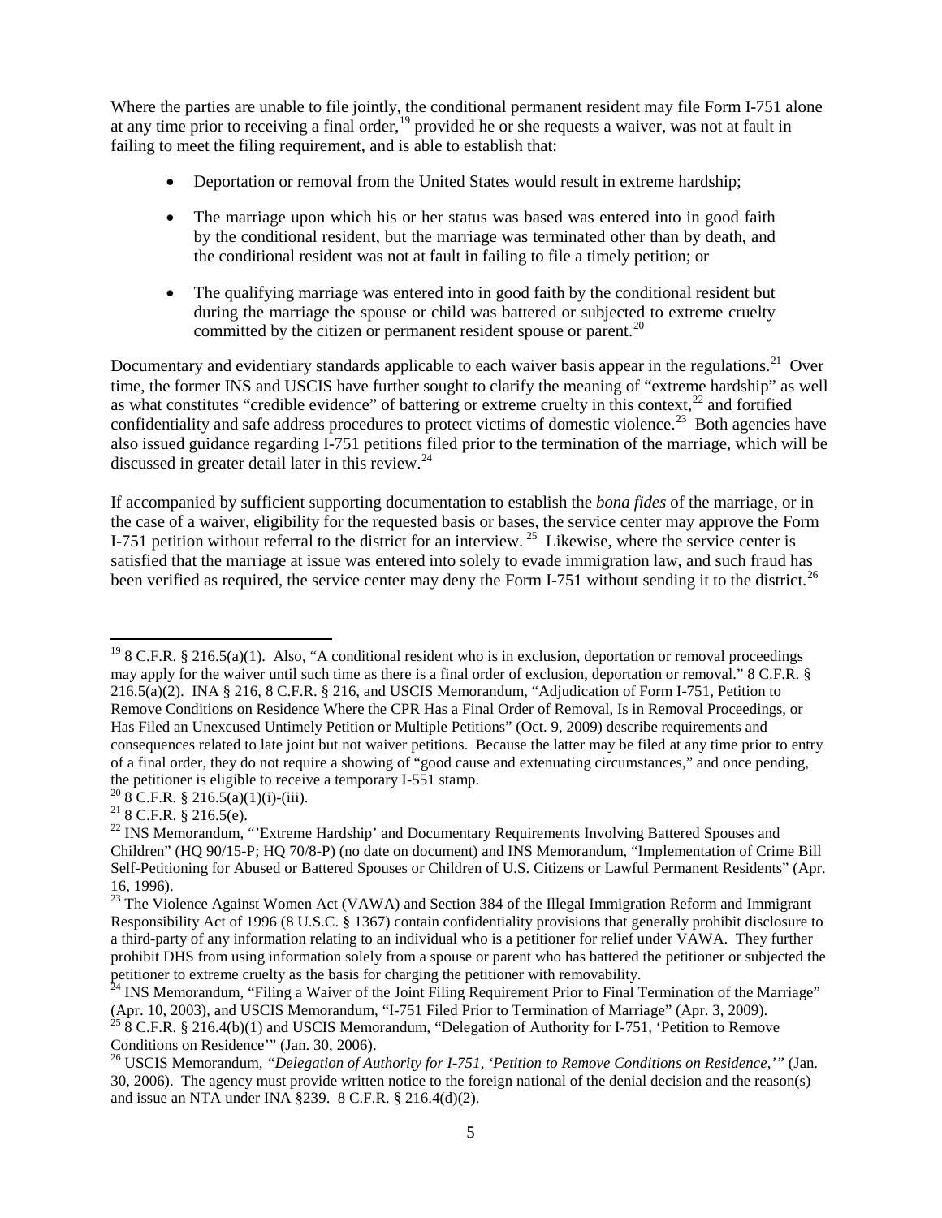Where the parties are unable to file jointly, the conditional permanent resident may file Form I-751 alone at any time prior to receiving a final order,[19] provided he or she requests a waiver, was not at fault in failing to meet the filing requirement, and is able to establish that:

- Deportation or removal from the United States would result in extreme hardship;
- The marriage upon which his or her status was based was entered into in good faith by the conditional resident, but the marriage was terminated other than by death, and the conditional resident was not at fault in failing to file a timely petition; or
- The qualifying marriage was entered into in good faith by the conditional resident but during the marriage the spouse or child was battered or subjected to extreme cruelty committed by the citizen or permanent resident spouse or parent.[20]

Documentary and evidentiary standards applicable to each waiver basis appear in the regulations.[21] Over time, the former INS and USCIS have further sought to clarify the meaning of "extreme hardship" as well as what constitutes "credible evidence" of battering or extreme cruelty in this context,[22] and fortified confidentiality and safe address procedures to protect victims of domestic violence.[23] Both agencies have also issued guidance regarding I-751 petitions filed prior to the termination of the marriage, which will be discussed in greater detail later in this review.[24]

If accompanied by sufficient supporting documentation to establish the *bona fides* of the marriage, or in the case of a waiver, eligibility for the requested basis or bases, the service center may approve the Form I-751 petition without referral to the district for an interview. [25] Likewise, where the service center is satisfied that the marriage at issue was entered into solely to evade immigration law, and such fraud has been verified as required, the service center may deny the Form I-751 without sending it to the district.[26]

---

[19] 8 C.F.R. § 216.5(a)(1). Also, "A conditional resident who is in exclusion, deportation or removal proceedings may apply for the waiver until such time as there is a final order of exclusion, deportation or removal." 8 C.F.R. § 216.5(a)(2). INA § 216, 8 C.F.R. § 216, and USCIS Memorandum, "Adjudication of Form I-751, Petition to Remove Conditions on Residence Where the CPR Has a Final Order of Removal, Is in Removal Proceedings, or Has Filed an Unexcused Untimely Petition or Multiple Petitions" (Oct. 9, 2009) describe requirements and consequences related to late joint but not waiver petitions. Because the latter may be filed at any time prior to entry of a final order, they do not require a showing of "good cause and extenuating circumstances," and once pending, the petitioner is eligible to receive a temporary I-551 stamp.

[20] 8 C.F.R. § 216.5(a)(1)(i)-(iii).

[21] 8 C.F.R. § 216.5(e).

[22] INS Memorandum, "'Extreme Hardship' and Documentary Requirements Involving Battered Spouses and Children" (HQ 90/15-P; HQ 70/8-P) (no date on document) and INS Memorandum, "Implementation of Crime Bill Self-Petitioning for Abused or Battered Spouses or Children of U.S. Citizens or Lawful Permanent Residents" (Apr. 16, 1996).

[23] The Violence Against Women Act (VAWA) and Section 384 of the Illegal Immigration Reform and Immigrant Responsibility Act of 1996 (8 U.S.C. § 1367) contain confidentiality provisions that generally prohibit disclosure to a third-party of any information relating to an individual who is a petitioner for relief under VAWA. They further prohibit DHS from using information solely from a spouse or parent who has battered the petitioner or subjected the petitioner to extreme cruelty as the basis for charging the petitioner with removability.

[24] INS Memorandum, "Filing a Waiver of the Joint Filing Requirement Prior to Final Termination of the Marriage" (Apr. 10, 2003), and USCIS Memorandum, "I-751 Filed Prior to Termination of Marriage" (Apr. 3, 2009).

[25] 8 C.F.R. § 216.4(b)(1) and USCIS Memorandum, "Delegation of Authority for I-751, 'Petition to Remove Conditions on Residence'" (Jan. 30, 2006).

[26] USCIS Memorandum, *"Delegation of Authority for I-751, 'Petition to Remove Conditions on Residence,'"* (Jan. 30, 2006). The agency must provide written notice to the foreign national of the denial decision and the reason(s) and issue an NTA under INA §239. 8 C.F.R. § 216.4(d)(2).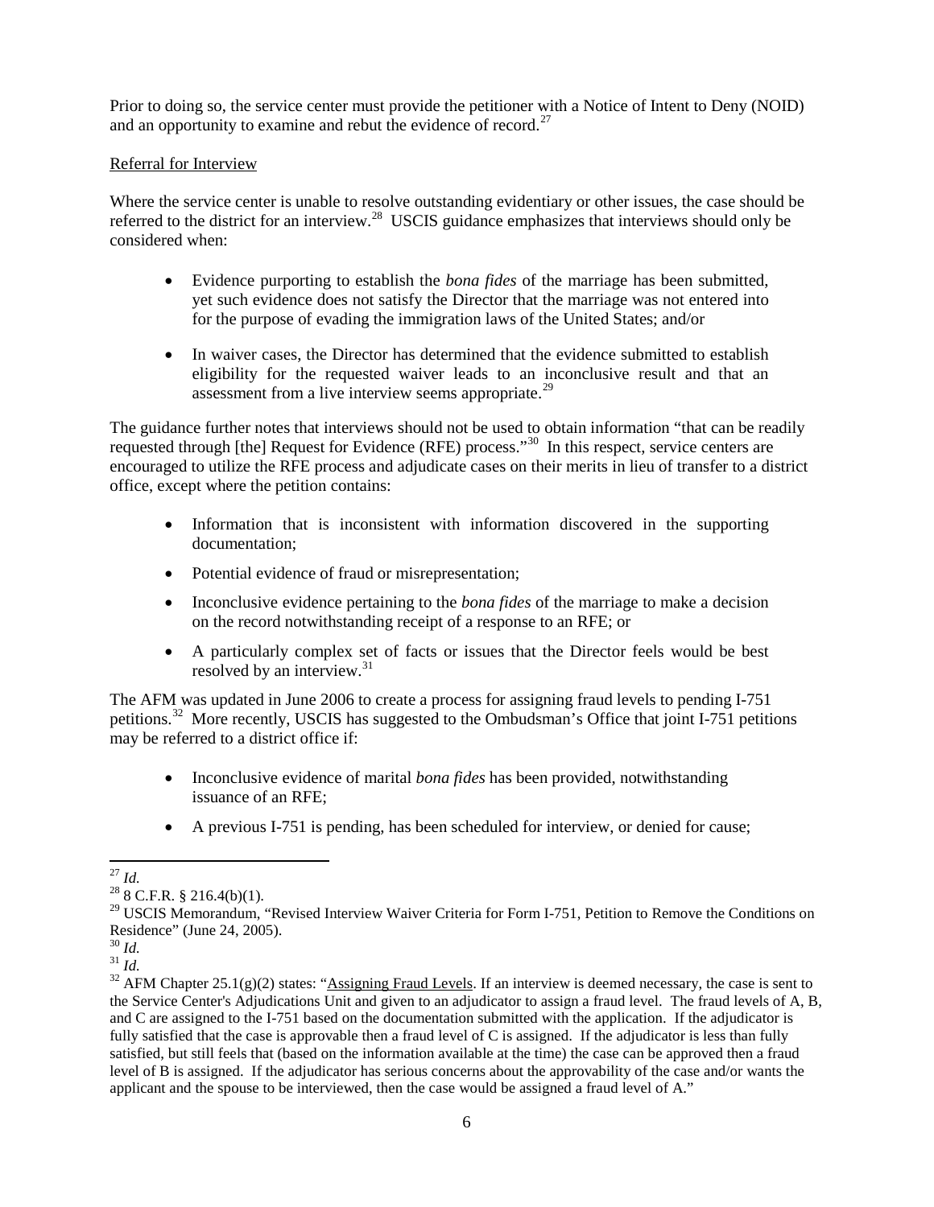Prior to doing so, the service center must provide the petitioner with a Notice of Intent to Deny (NOID) and an opportunity to examine and rebut the evidence of record.[27]

<u>Referral for Interview</u>

Where the service center is unable to resolve outstanding evidentiary or other issues, the case should be referred to the district for an interview.[28] USCIS guidance emphasizes that interviews should only be considered when:

- Evidence purporting to establish the *bona fides* of the marriage has been submitted, yet such evidence does not satisfy the Director that the marriage was not entered into for the purpose of evading the immigration laws of the United States; and/or

- In waiver cases, the Director has determined that the evidence submitted to establish eligibility for the requested waiver leads to an inconclusive result and that an assessment from a live interview seems appropriate.[29]

The guidance further notes that interviews should not be used to obtain information "that can be readily requested through [the] Request for Evidence (RFE) process."[30] In this respect, service centers are encouraged to utilize the RFE process and adjudicate cases on their merits in lieu of transfer to a district office, except where the petition contains:

- Information that is inconsistent with information discovered in the supporting documentation;

- Potential evidence of fraud or misrepresentation;

- Inconclusive evidence pertaining to the *bona fides* of the marriage to make a decision on the record notwithstanding receipt of a response to an RFE; or

- A particularly complex set of facts or issues that the Director feels would be best resolved by an interview.[31]

The AFM was updated in June 2006 to create a process for assigning fraud levels to pending I-751 petitions.[32] More recently, USCIS has suggested to the Ombudsman's Office that joint I-751 petitions may be referred to a district office if:

- Inconclusive evidence of marital *bona fides* has been provided, notwithstanding issuance of an RFE;

- A previous I-751 is pending, has been scheduled for interview, or denied for cause;

---

[27] *Id.*

[28] 8 C.F.R. § 216.4(b)(1).

[29] USCIS Memorandum, "Revised Interview Waiver Criteria for Form I-751, Petition to Remove the Conditions on Residence" (June 24, 2005).

[30] *Id.*

[31] *Id.*

[32] AFM Chapter 25.1(g)(2) states: "<u>Assigning Fraud Levels</u>. If an interview is deemed necessary, the case is sent to the Service Center's Adjudications Unit and given to an adjudicator to assign a fraud level. The fraud levels of A, B, and C are assigned to the I-751 based on the documentation submitted with the application. If the adjudicator is fully satisfied that the case is approvable then a fraud level of C is assigned. If the adjudicator is less than fully satisfied, but still feels that (based on the information available at the time) the case can be approved then a fraud level of B is assigned. If the adjudicator has serious concerns about the approvability of the case and/or wants the applicant and the spouse to be interviewed, then the case would be assigned a fraud level of A."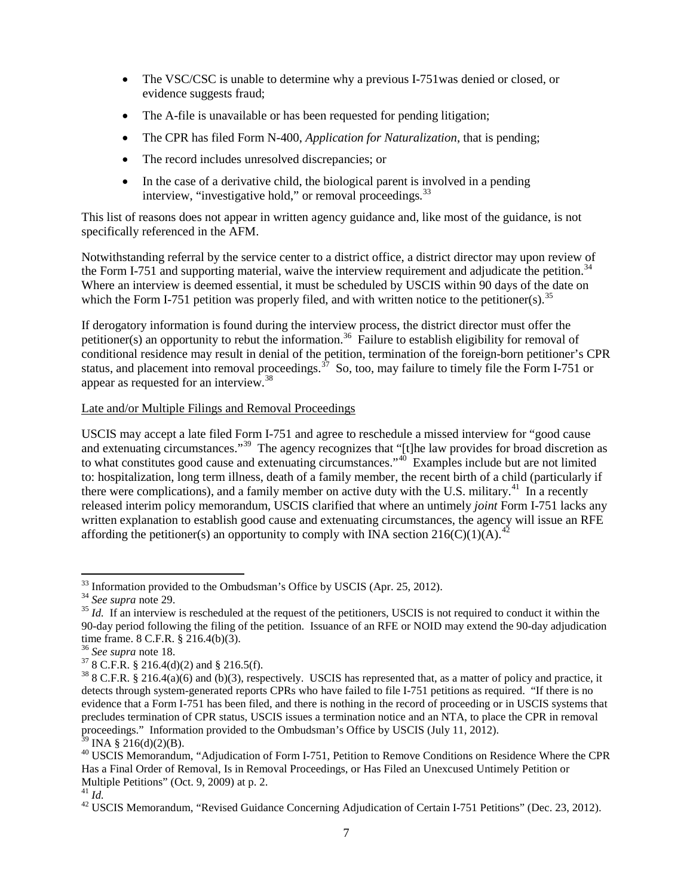- The VSC/CSC is unable to determine why a previous I-751was denied or closed, or evidence suggests fraud;
- The A-file is unavailable or has been requested for pending litigation;
- The CPR has filed Form N-400, *Application for Naturalization*, that is pending;
- The record includes unresolved discrepancies; or
- In the case of a derivative child, the biological parent is involved in a pending interview, "investigative hold," or removal proceedings.[33]

This list of reasons does not appear in written agency guidance and, like most of the guidance, is not specifically referenced in the AFM.

Notwithstanding referral by the service center to a district office, a district director may upon review of the Form I-751 and supporting material, waive the interview requirement and adjudicate the petition.[34] Where an interview is deemed essential, it must be scheduled by USCIS within 90 days of the date on which the Form I-751 petition was properly filed, and with written notice to the petitioner(s).[35]

If derogatory information is found during the interview process, the district director must offer the petitioner(s) an opportunity to rebut the information.[36] Failure to establish eligibility for removal of conditional residence may result in denial of the petition, termination of the foreign-born petitioner's CPR status, and placement into removal proceedings.[37] So, too, may failure to timely file the Form I-751 or appear as requested for an interview.[38]

Late and/or Multiple Filings and Removal Proceedings

USCIS may accept a late filed Form I-751 and agree to reschedule a missed interview for "good cause and extenuating circumstances."[39] The agency recognizes that "[t]he law provides for broad discretion as to what constitutes good cause and extenuating circumstances."[40] Examples include but are not limited to: hospitalization, long term illness, death of a family member, the recent birth of a child (particularly if there were complications), and a family member on active duty with the U.S. military.[41] In a recently released interim policy memorandum, USCIS clarified that where an untimely *joint* Form I-751 lacks any written explanation to establish good cause and extenuating circumstances, the agency will issue an RFE affording the petitioner(s) an opportunity to comply with INA section 216(C)(1)(A).[42]

---

[33] Information provided to the Ombudsman's Office by USCIS (Apr. 25, 2012).

[34] *See supra* note 29.

[35] *Id.* If an interview is rescheduled at the request of the petitioners, USCIS is not required to conduct it within the 90-day period following the filing of the petition. Issuance of an RFE or NOID may extend the 90-day adjudication time frame. 8 C.F.R. § 216.4(b)(3).

[36] *See supra* note 18.

[37] 8 C.F.R. § 216.4(d)(2) and § 216.5(f).

[38] 8 C.F.R. § 216.4(a)(6) and (b)(3), respectively. USCIS has represented that, as a matter of policy and practice, it detects through system-generated reports CPRs who have failed to file I-751 petitions as required. "If there is no evidence that a Form I-751 has been filed, and there is nothing in the record of proceeding or in USCIS systems that precludes termination of CPR status, USCIS issues a termination notice and an NTA, to place the CPR in removal proceedings." Information provided to the Ombudsman's Office by USCIS (July 11, 2012).

[39] INA § 216(d)(2)(B).

[40] USCIS Memorandum, "Adjudication of Form I-751, Petition to Remove Conditions on Residence Where the CPR Has a Final Order of Removal, Is in Removal Proceedings, or Has Filed an Unexcused Untimely Petition or Multiple Petitions" (Oct. 9, 2009) at p. 2.

[41] *Id.*

[42] USCIS Memorandum, "Revised Guidance Concerning Adjudication of Certain I-751 Petitions" (Dec. 23, 2012).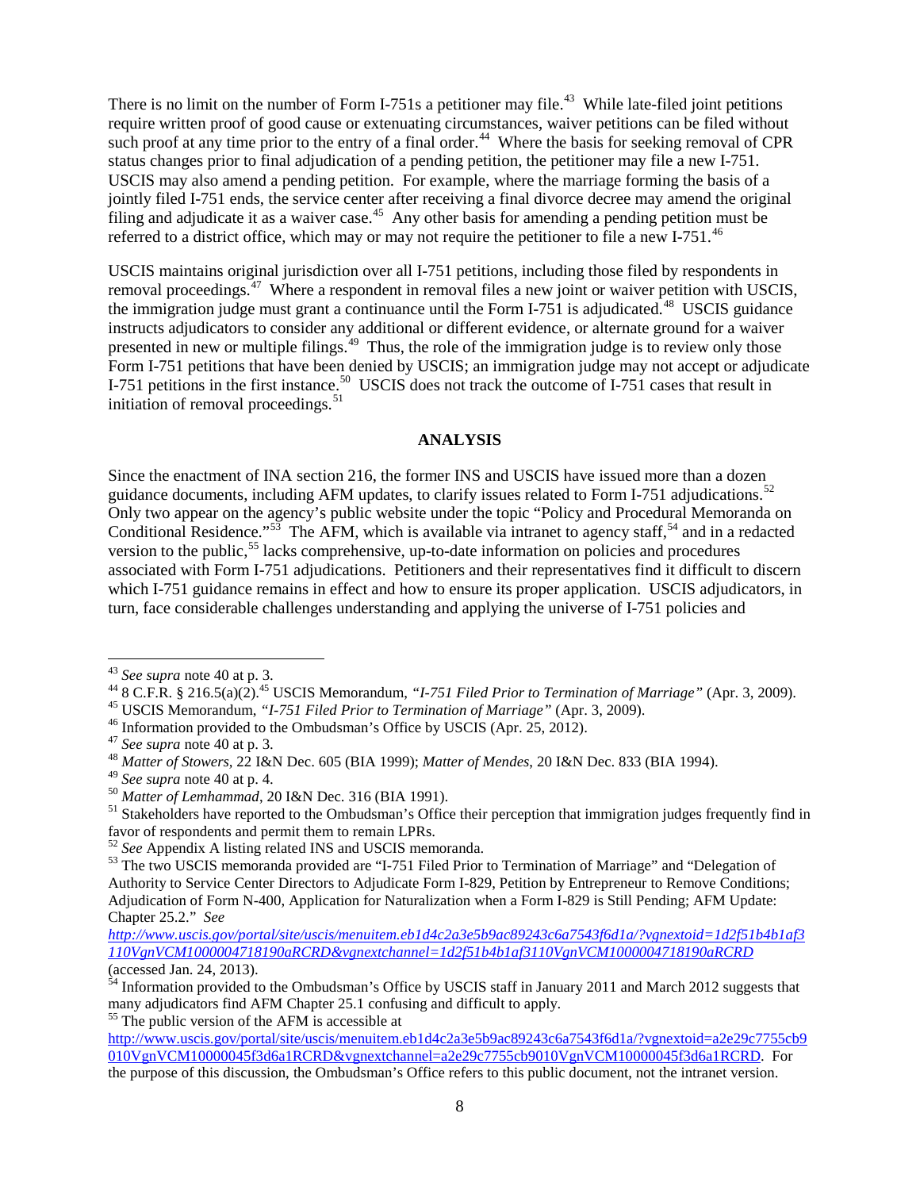There is no limit on the number of Form I-751s a petitioner may file.[43] While late-filed joint petitions require written proof of good cause or extenuating circumstances, waiver petitions can be filed without such proof at any time prior to the entry of a final order.[44] Where the basis for seeking removal of CPR status changes prior to final adjudication of a pending petition, the petitioner may file a new I-751. USCIS may also amend a pending petition. For example, where the marriage forming the basis of a jointly filed I-751 ends, the service center after receiving a final divorce decree may amend the original filing and adjudicate it as a waiver case.[45] Any other basis for amending a pending petition must be referred to a district office, which may or may not require the petitioner to file a new I-751.[46]

USCIS maintains original jurisdiction over all I-751 petitions, including those filed by respondents in removal proceedings.[47] Where a respondent in removal files a new joint or waiver petition with USCIS, the immigration judge must grant a continuance until the Form I-751 is adjudicated.[48] USCIS guidance instructs adjudicators to consider any additional or different evidence, or alternate ground for a waiver presented in new or multiple filings.[49] Thus, the role of the immigration judge is to review only those Form I-751 petitions that have been denied by USCIS; an immigration judge may not accept or adjudicate I-751 petitions in the first instance.[50] USCIS does not track the outcome of I-751 cases that result in initiation of removal proceedings.[51]

## ANALYSIS

Since the enactment of INA section 216, the former INS and USCIS have issued more than a dozen guidance documents, including AFM updates, to clarify issues related to Form I-751 adjudications.[52] Only two appear on the agency's public website under the topic "Policy and Procedural Memoranda on Conditional Residence."[53] The AFM, which is available via intranet to agency staff,[54] and in a redacted version to the public,[55] lacks comprehensive, up-to-date information on policies and procedures associated with Form I-751 adjudications. Petitioners and their representatives find it difficult to discern which I-751 guidance remains in effect and how to ensure its proper application. USCIS adjudicators, in turn, face considerable challenges understanding and applying the universe of I-751 policies and

---

[43] *See supra* note 40 at p. 3.

[44] 8 C.F.R. § 216.5(a)(2).[45] USCIS Memorandum, *"I-751 Filed Prior to Termination of Marriage"* (Apr. 3, 2009).

[45] USCIS Memorandum, *"I-751 Filed Prior to Termination of Marriage"* (Apr. 3, 2009).

[46] Information provided to the Ombudsman's Office by USCIS (Apr. 25, 2012).

[47] *See supra* note 40 at p. 3.

[48] *Matter of Stowers*, 22 I&N Dec. 605 (BIA 1999); *Matter of Mendes*, 20 I&N Dec. 833 (BIA 1994).

[49] *See supra* note 40 at p. 4.

[50] *Matter of Lemhammad*, 20 I&N Dec. 316 (BIA 1991).

[51] Stakeholders have reported to the Ombudsman's Office their perception that immigration judges frequently find in favor of respondents and permit them to remain LPRs.

[52] *See* Appendix A listing related INS and USCIS memoranda.

[53] The two USCIS memoranda provided are "I-751 Filed Prior to Termination of Marriage" and "Delegation of Authority to Service Center Directors to Adjudicate Form I-829, Petition by Entrepreneur to Remove Conditions; Adjudication of Form N-400, Application for Naturalization when a Form I-829 is Still Pending; AFM Update: Chapter 25.2." *See* *http://www.uscis.gov/portal/site/uscis/menuitem.eb1d4c2a3e5b9ac89243c6a7543f6d1a/?vgnextoid=1d2f51b4b1af3110VgnVCM1000004718190aRCRD&vgnextchannel=1d2f51b4b1af3110VgnVCM1000004718190aRCRD* (accessed Jan. 24, 2013).

[54] Information provided to the Ombudsman's Office by USCIS staff in January 2011 and March 2012 suggests that many adjudicators find AFM Chapter 25.1 confusing and difficult to apply.

[55] The public version of the AFM is accessible at http://www.uscis.gov/portal/site/uscis/menuitem.eb1d4c2a3e5b9ac89243c6a7543f6d1a/?vgnextoid=a2e29c7755cb9010VgnVCM10000045f3d6a1RCRD&vgnextchannel=a2e29c7755cb9010VgnVCM10000045f3d6a1RCRD. For the purpose of this discussion, the Ombudsman's Office refers to this public document, not the intranet version.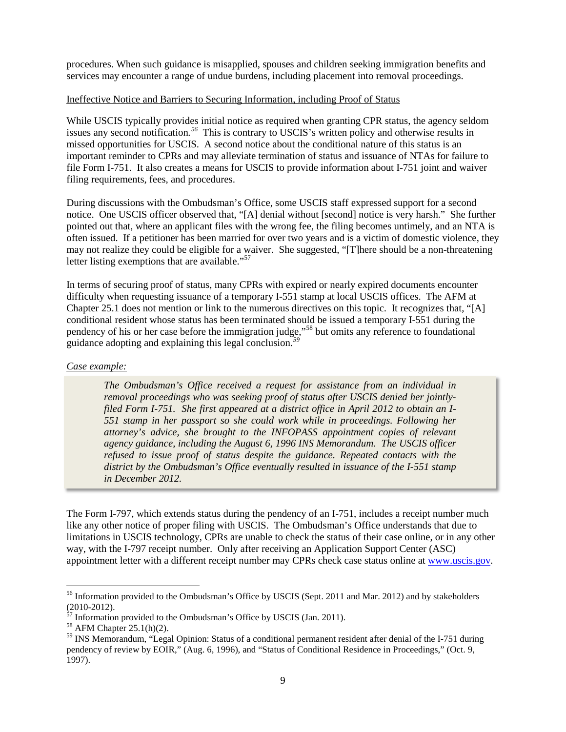procedures. When such guidance is misapplied, spouses and children seeking immigration benefits and services may encounter a range of undue burdens, including placement into removal proceedings.

Ineffective Notice and Barriers to Securing Information, including Proof of Status

While USCIS typically provides initial notice as required when granting CPR status, the agency seldom issues any second notification.[56] This is contrary to USCIS's written policy and otherwise results in missed opportunities for USCIS. A second notice about the conditional nature of this status is an important reminder to CPRs and may alleviate termination of status and issuance of NTAs for failure to file Form I-751. It also creates a means for USCIS to provide information about I-751 joint and waiver filing requirements, fees, and procedures.

During discussions with the Ombudsman's Office, some USCIS staff expressed support for a second notice. One USCIS officer observed that, "[A] denial without [second] notice is very harsh." She further pointed out that, where an applicant files with the wrong fee, the filing becomes untimely, and an NTA is often issued. If a petitioner has been married for over two years and is a victim of domestic violence, they may not realize they could be eligible for a waiver. She suggested, "[T]here should be a non-threatening letter listing exemptions that are available."[57]

In terms of securing proof of status, many CPRs with expired or nearly expired documents encounter difficulty when requesting issuance of a temporary I-551 stamp at local USCIS offices. The AFM at Chapter 25.1 does not mention or link to the numerous directives on this topic. It recognizes that, "[A] conditional resident whose status has been terminated should be issued a temporary I-551 during the pendency of his or her case before the immigration judge,"[58] but omits any reference to foundational guidance adopting and explaining this legal conclusion.[59]

*Case example:*

> *The Ombudsman's Office received a request for assistance from an individual in removal proceedings who was seeking proof of status after USCIS denied her jointly-filed Form I-751. She first appeared at a district office in April 2012 to obtain an I-551 stamp in her passport so she could work while in proceedings. Following her attorney's advice, she brought to the INFOPASS appointment copies of relevant agency guidance, including the August 6, 1996 INS Memorandum. The USCIS officer refused to issue proof of status despite the guidance. Repeated contacts with the district by the Ombudsman's Office eventually resulted in issuance of the I-551 stamp in December 2012.*

The Form I-797, which extends status during the pendency of an I-751, includes a receipt number much like any other notice of proper filing with USCIS. The Ombudsman's Office understands that due to limitations in USCIS technology, CPRs are unable to check the status of their case online, or in any other way, with the I-797 receipt number. Only after receiving an Application Support Center (ASC) appointment letter with a different receipt number may CPRs check case status online at www.uscis.gov.

---

[56] Information provided to the Ombudsman's Office by USCIS (Sept. 2011 and Mar. 2012) and by stakeholders (2010-2012).
[57] Information provided to the Ombudsman's Office by USCIS (Jan. 2011).
[58] AFM Chapter 25.1(h)(2).
[59] INS Memorandum, "Legal Opinion: Status of a conditional permanent resident after denial of the I-751 during pendency of review by EOIR," (Aug. 6, 1996), and "Status of Conditional Residence in Proceedings," (Oct. 9, 1997).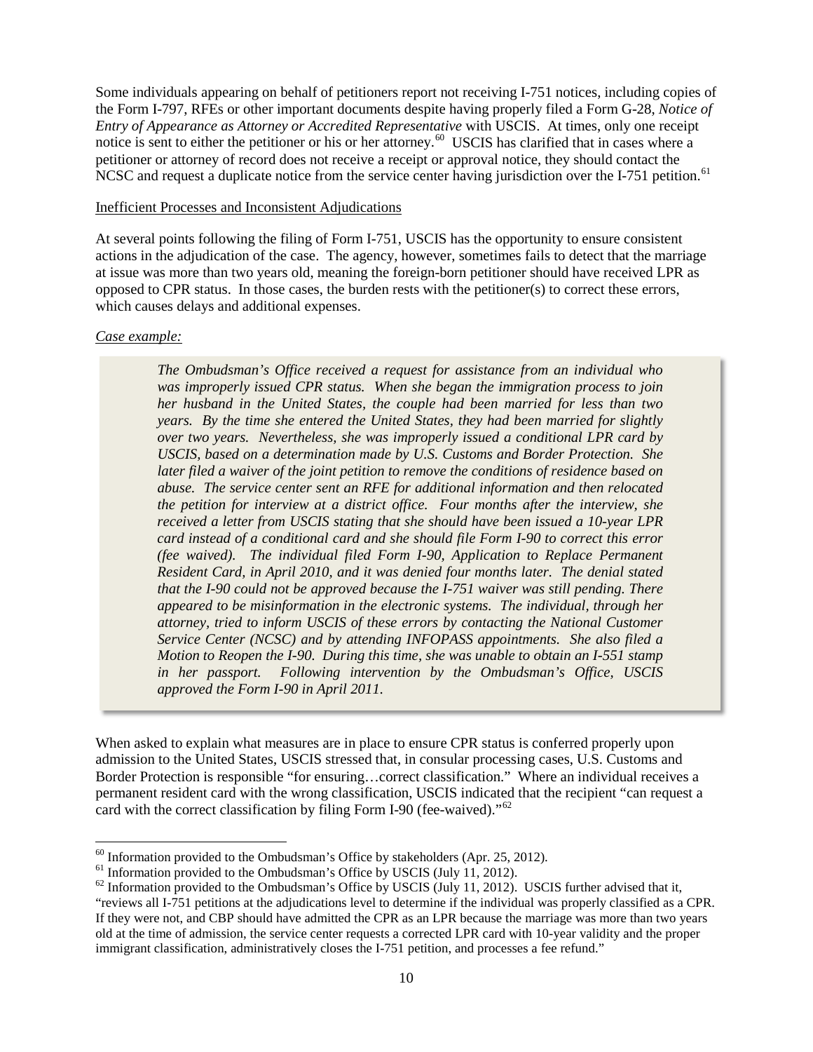Some individuals appearing on behalf of petitioners report not receiving I-751 notices, including copies of the Form I-797, RFEs or other important documents despite having properly filed a Form G-28, *Notice of Entry of Appearance as Attorney or Accredited Representative* with USCIS. At times, only one receipt notice is sent to either the petitioner or his or her attorney.[60] USCIS has clarified that in cases where a petitioner or attorney of record does not receive a receipt or approval notice, they should contact the NCSC and request a duplicate notice from the service center having jurisdiction over the I-751 petition.[61]

Inefficient Processes and Inconsistent Adjudications

At several points following the filing of Form I-751, USCIS has the opportunity to ensure consistent actions in the adjudication of the case. The agency, however, sometimes fails to detect that the marriage at issue was more than two years old, meaning the foreign-born petitioner should have received LPR as opposed to CPR status. In those cases, the burden rests with the petitioner(s) to correct these errors, which causes delays and additional expenses.

*Case example:*

> *The Ombudsman's Office received a request for assistance from an individual who was improperly issued CPR status. When she began the immigration process to join her husband in the United States, the couple had been married for less than two years. By the time she entered the United States, they had been married for slightly over two years. Nevertheless, she was improperly issued a conditional LPR card by USCIS, based on a determination made by U.S. Customs and Border Protection. She later filed a waiver of the joint petition to remove the conditions of residence based on abuse. The service center sent an RFE for additional information and then relocated the petition for interview at a district office. Four months after the interview, she received a letter from USCIS stating that she should have been issued a 10-year LPR card instead of a conditional card and she should file Form I-90 to correct this error (fee waived). The individual filed Form I-90, Application to Replace Permanent Resident Card, in April 2010, and it was denied four months later. The denial stated that the I-90 could not be approved because the I-751 waiver was still pending. There appeared to be misinformation in the electronic systems. The individual, through her attorney, tried to inform USCIS of these errors by contacting the National Customer Service Center (NCSC) and by attending INFOPASS appointments. She also filed a Motion to Reopen the I-90. During this time, she was unable to obtain an I-551 stamp in her passport. Following intervention by the Ombudsman's Office, USCIS approved the Form I-90 in April 2011.*

When asked to explain what measures are in place to ensure CPR status is conferred properly upon admission to the United States, USCIS stressed that, in consular processing cases, U.S. Customs and Border Protection is responsible "for ensuring…correct classification." Where an individual receives a permanent resident card with the wrong classification, USCIS indicated that the recipient "can request a card with the correct classification by filing Form I-90 (fee-waived)."[62]

---

[60] Information provided to the Ombudsman's Office by stakeholders (Apr. 25, 2012).

[61] Information provided to the Ombudsman's Office by USCIS (July 11, 2012).

[62] Information provided to the Ombudsman's Office by USCIS (July 11, 2012). USCIS further advised that it, "reviews all I-751 petitions at the adjudications level to determine if the individual was properly classified as a CPR. If they were not, and CBP should have admitted the CPR as an LPR because the marriage was more than two years old at the time of admission, the service center requests a corrected LPR card with 10-year validity and the proper immigrant classification, administratively closes the I-751 petition, and processes a fee refund."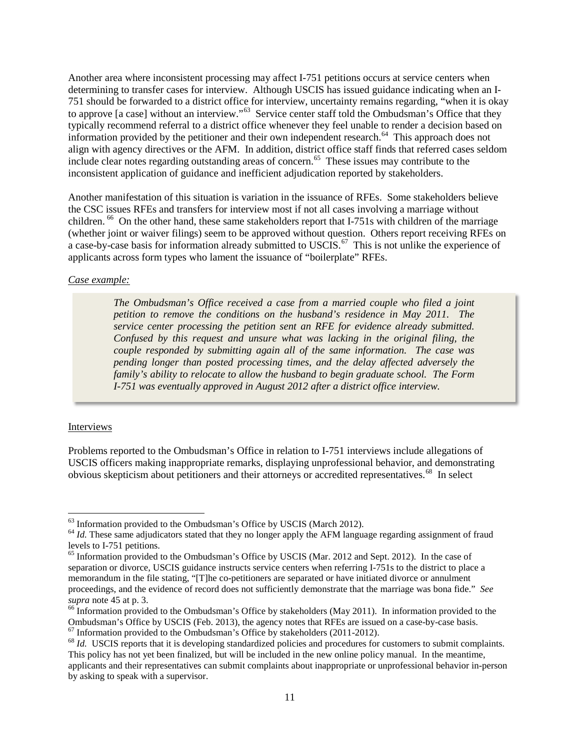Another area where inconsistent processing may affect I-751 petitions occurs at service centers when determining to transfer cases for interview. Although USCIS has issued guidance indicating when an I-751 should be forwarded to a district office for interview, uncertainty remains regarding, "when it is okay to approve [a case] without an interview."[63] Service center staff told the Ombudsman's Office that they typically recommend referral to a district office whenever they feel unable to render a decision based on information provided by the petitioner and their own independent research.[64] This approach does not align with agency directives or the AFM. In addition, district office staff finds that referred cases seldom include clear notes regarding outstanding areas of concern.[65] These issues may contribute to the inconsistent application of guidance and inefficient adjudication reported by stakeholders.

Another manifestation of this situation is variation in the issuance of RFEs. Some stakeholders believe the CSC issues RFEs and transfers for interview most if not all cases involving a marriage without children.[66] On the other hand, these same stakeholders report that I-751s with children of the marriage (whether joint or waiver filings) seem to be approved without question. Others report receiving RFEs on a case-by-case basis for information already submitted to USCIS.[67] This is not unlike the experience of applicants across form types who lament the issuance of "boilerplate" RFEs.

*Case example:*

> *The Ombudsman's Office received a case from a married couple who filed a joint petition to remove the conditions on the husband's residence in May 2011. The service center processing the petition sent an RFE for evidence already submitted. Confused by this request and unsure what was lacking in the original filing, the couple responded by submitting again all of the same information. The case was pending longer than posted processing times, and the delay affected adversely the family's ability to relocate to allow the husband to begin graduate school. The Form I-751 was eventually approved in August 2012 after a district office interview.*

Interviews

Problems reported to the Ombudsman's Office in relation to I-751 interviews include allegations of USCIS officers making inappropriate remarks, displaying unprofessional behavior, and demonstrating obvious skepticism about petitioners and their attorneys or accredited representatives.[68] In select

---

[63] Information provided to the Ombudsman's Office by USCIS (March 2012).

[64] *Id.* These same adjudicators stated that they no longer apply the AFM language regarding assignment of fraud levels to I-751 petitions.

[65] Information provided to the Ombudsman's Office by USCIS (Mar. 2012 and Sept. 2012). In the case of separation or divorce, USCIS guidance instructs service centers when referring I-751s to the district to place a memorandum in the file stating, "[T]he co-petitioners are separated or have initiated divorce or annulment proceedings, and the evidence of record does not sufficiently demonstrate that the marriage was bona fide." *See supra* note 45 at p. 3.

[66] Information provided to the Ombudsman's Office by stakeholders (May 2011). In information provided to the Ombudsman's Office by USCIS (Feb. 2013), the agency notes that RFEs are issued on a case-by-case basis.

[67] Information provided to the Ombudsman's Office by stakeholders (2011-2012).

[68] *Id.* USCIS reports that it is developing standardized policies and procedures for customers to submit complaints. This policy has not yet been finalized, but will be included in the new online policy manual. In the meantime, applicants and their representatives can submit complaints about inappropriate or unprofessional behavior in-person by asking to speak with a supervisor.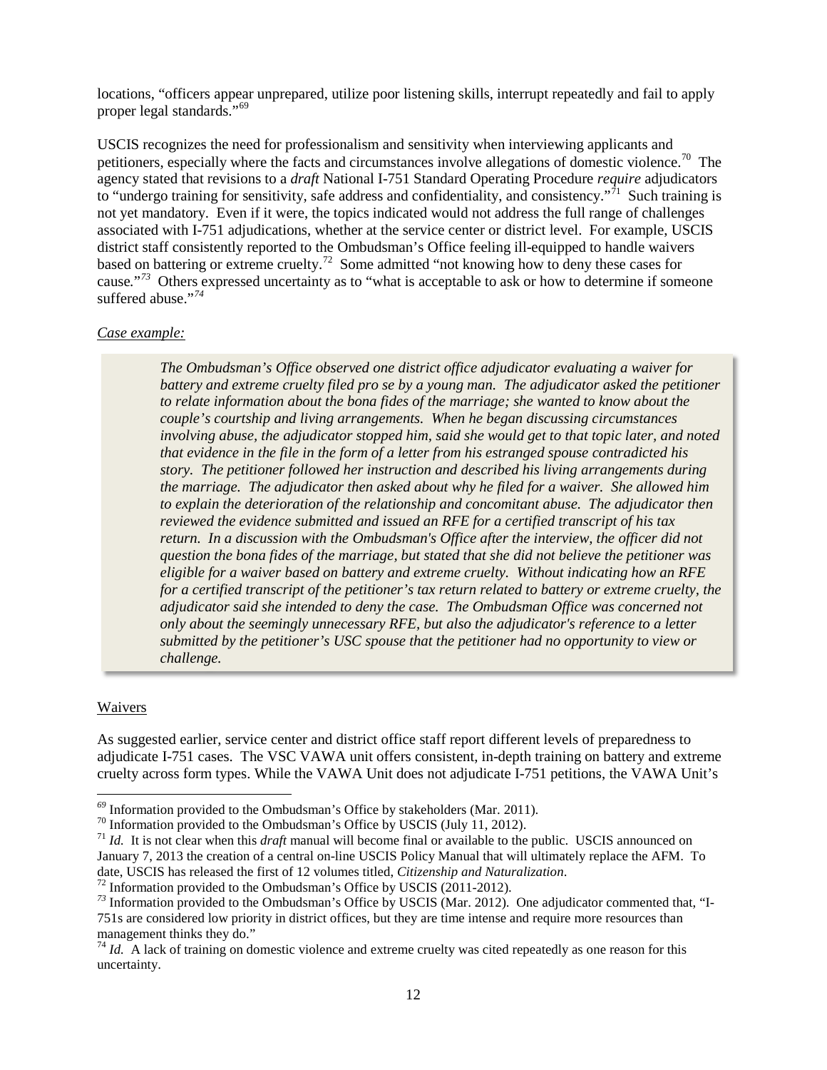locations, "officers appear unprepared, utilize poor listening skills, interrupt repeatedly and fail to apply proper legal standards."[69]

USCIS recognizes the need for professionalism and sensitivity when interviewing applicants and petitioners, especially where the facts and circumstances involve allegations of domestic violence.[70] The agency stated that revisions to a *draft* National I-751 Standard Operating Procedure *require* adjudicators to "undergo training for sensitivity, safe address and confidentiality, and consistency."[71] Such training is not yet mandatory. Even if it were, the topics indicated would not address the full range of challenges associated with I-751 adjudications, whether at the service center or district level. For example, USCIS district staff consistently reported to the Ombudsman's Office feeling ill-equipped to handle waivers based on battering or extreme cruelty.[72] Some admitted "not knowing how to deny these cases for cause."[73] Others expressed uncertainty as to "what is acceptable to ask or how to determine if someone suffered abuse."[74]

<u>Case example:</u>

> *The Ombudsman's Office observed one district office adjudicator evaluating a waiver for battery and extreme cruelty filed pro se by a young man. The adjudicator asked the petitioner to relate information about the bona fides of the marriage; she wanted to know about the couple's courtship and living arrangements. When he began discussing circumstances involving abuse, the adjudicator stopped him, said she would get to that topic later, and noted that evidence in the file in the form of a letter from his estranged spouse contradicted his story. The petitioner followed her instruction and described his living arrangements during the marriage. The adjudicator then asked about why he filed for a waiver. She allowed him to explain the deterioration of the relationship and concomitant abuse. The adjudicator then reviewed the evidence submitted and issued an RFE for a certified transcript of his tax return. In a discussion with the Ombudsman's Office after the interview, the officer did not question the bona fides of the marriage, but stated that she did not believe the petitioner was eligible for a waiver based on battery and extreme cruelty. Without indicating how an RFE for a certified transcript of the petitioner's tax return related to battery or extreme cruelty, the adjudicator said she intended to deny the case. The Ombudsman Office was concerned not only about the seemingly unnecessary RFE, but also the adjudicator's reference to a letter submitted by the petitioner's USC spouse that the petitioner had no opportunity to view or challenge.*

<u>Waivers</u>

As suggested earlier, service center and district office staff report different levels of preparedness to adjudicate I-751 cases. The VSC VAWA unit offers consistent, in-depth training on battery and extreme cruelty across form types. While the VAWA Unit does not adjudicate I-751 petitions, the VAWA Unit's

---

[69] Information provided to the Ombudsman's Office by stakeholders (Mar. 2011).

[70] Information provided to the Ombudsman's Office by USCIS (July 11, 2012).

[71] *Id.* It is not clear when this *draft* manual will become final or available to the public. USCIS announced on January 7, 2013 the creation of a central on-line USCIS Policy Manual that will ultimately replace the AFM. To date, USCIS has released the first of 12 volumes titled, *Citizenship and Naturalization*.

[72] Information provided to the Ombudsman's Office by USCIS (2011-2012).

[73] Information provided to the Ombudsman's Office by USCIS (Mar. 2012). One adjudicator commented that, "I-751s are considered low priority in district offices, but they are time intense and require more resources than management thinks they do."

[74] *Id.* A lack of training on domestic violence and extreme cruelty was cited repeatedly as one reason for this uncertainty.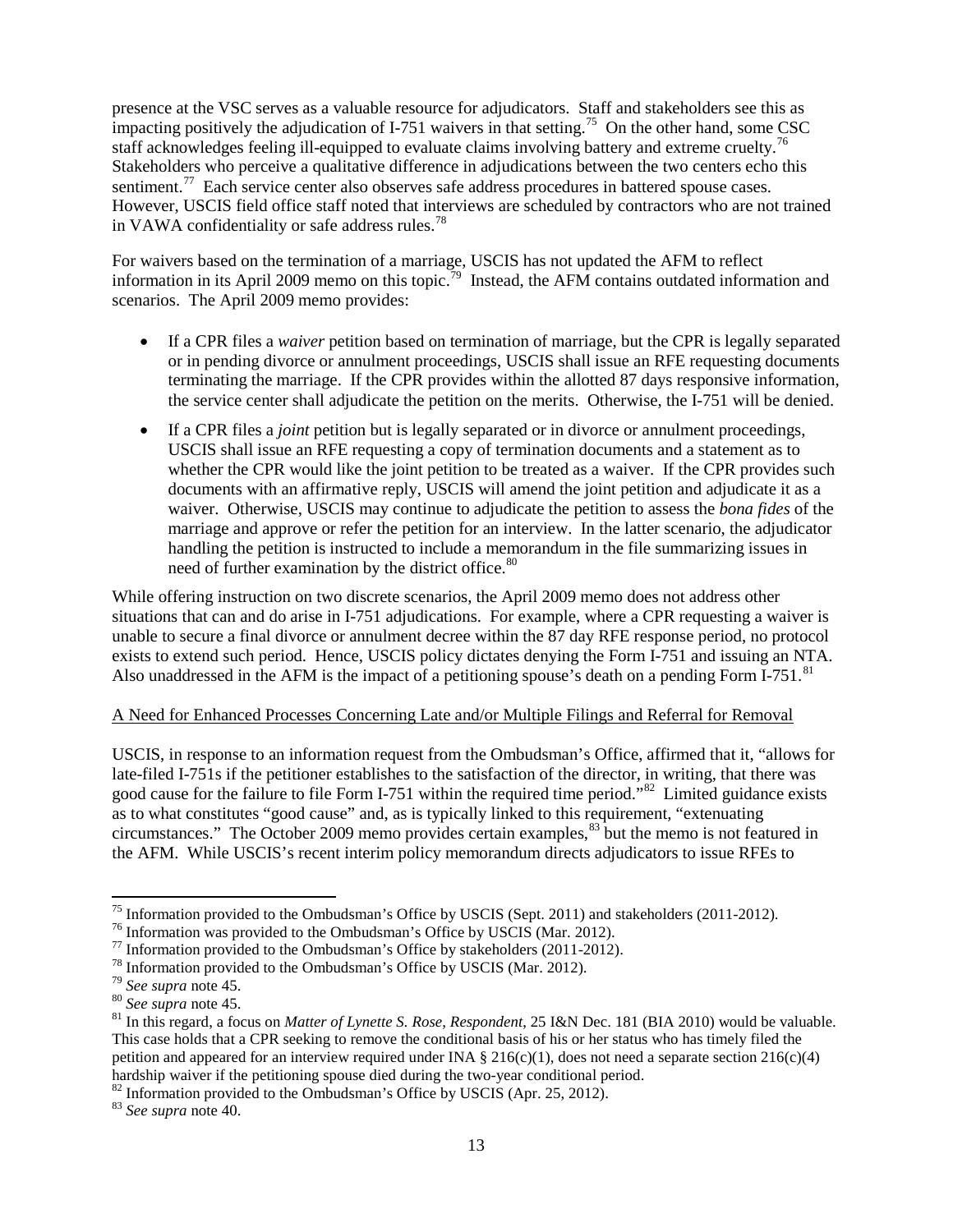presence at the VSC serves as a valuable resource for adjudicators. Staff and stakeholders see this as impacting positively the adjudication of I-751 waivers in that setting.[75] On the other hand, some CSC staff acknowledges feeling ill-equipped to evaluate claims involving battery and extreme cruelty.[76] Stakeholders who perceive a qualitative difference in adjudications between the two centers echo this sentiment.[77] Each service center also observes safe address procedures in battered spouse cases. However, USCIS field office staff noted that interviews are scheduled by contractors who are not trained in VAWA confidentiality or safe address rules.[78]

For waivers based on the termination of a marriage, USCIS has not updated the AFM to reflect information in its April 2009 memo on this topic.[79] Instead, the AFM contains outdated information and scenarios. The April 2009 memo provides:

- If a CPR files a *waiver* petition based on termination of marriage, but the CPR is legally separated or in pending divorce or annulment proceedings, USCIS shall issue an RFE requesting documents terminating the marriage. If the CPR provides within the allotted 87 days responsive information, the service center shall adjudicate the petition on the merits. Otherwise, the I-751 will be denied.
- If a CPR files a *joint* petition but is legally separated or in divorce or annulment proceedings, USCIS shall issue an RFE requesting a copy of termination documents and a statement as to whether the CPR would like the joint petition to be treated as a waiver. If the CPR provides such documents with an affirmative reply, USCIS will amend the joint petition and adjudicate it as a waiver. Otherwise, USCIS may continue to adjudicate the petition to assess the *bona fides* of the marriage and approve or refer the petition for an interview. In the latter scenario, the adjudicator handling the petition is instructed to include a memorandum in the file summarizing issues in need of further examination by the district office.[80]

While offering instruction on two discrete scenarios, the April 2009 memo does not address other situations that can and do arise in I-751 adjudications. For example, where a CPR requesting a waiver is unable to secure a final divorce or annulment decree within the 87 day RFE response period, no protocol exists to extend such period. Hence, USCIS policy dictates denying the Form I-751 and issuing an NTA. Also unaddressed in the AFM is the impact of a petitioning spouse's death on a pending Form I-751.[81]

A Need for Enhanced Processes Concerning Late and/or Multiple Filings and Referral for Removal

USCIS, in response to an information request from the Ombudsman's Office, affirmed that it, "allows for late-filed I-751s if the petitioner establishes to the satisfaction of the director, in writing, that there was good cause for the failure to file Form I-751 within the required time period."[82] Limited guidance exists as to what constitutes "good cause" and, as is typically linked to this requirement, "extenuating circumstances." The October 2009 memo provides certain examples,[83] but the memo is not featured in the AFM. While USCIS's recent interim policy memorandum directs adjudicators to issue RFEs to

[75] Information provided to the Ombudsman's Office by USCIS (Sept. 2011) and stakeholders (2011-2012).
[76] Information was provided to the Ombudsman's Office by USCIS (Mar. 2012).
[77] Information provided to the Ombudsman's Office by stakeholders (2011-2012).
[78] Information provided to the Ombudsman's Office by USCIS (Mar. 2012).
[79] *See supra* note 45.
[80] *See supra* note 45.
[81] In this regard, a focus on *Matter of Lynette S. Rose, Respondent*, 25 I&N Dec. 181 (BIA 2010) would be valuable. This case holds that a CPR seeking to remove the conditional basis of his or her status who has timely filed the petition and appeared for an interview required under INA § 216(c)(1), does not need a separate section 216(c)(4) hardship waiver if the petitioning spouse died during the two-year conditional period.
[82] Information provided to the Ombudsman's Office by USCIS (Apr. 25, 2012).
[83] *See supra* note 40.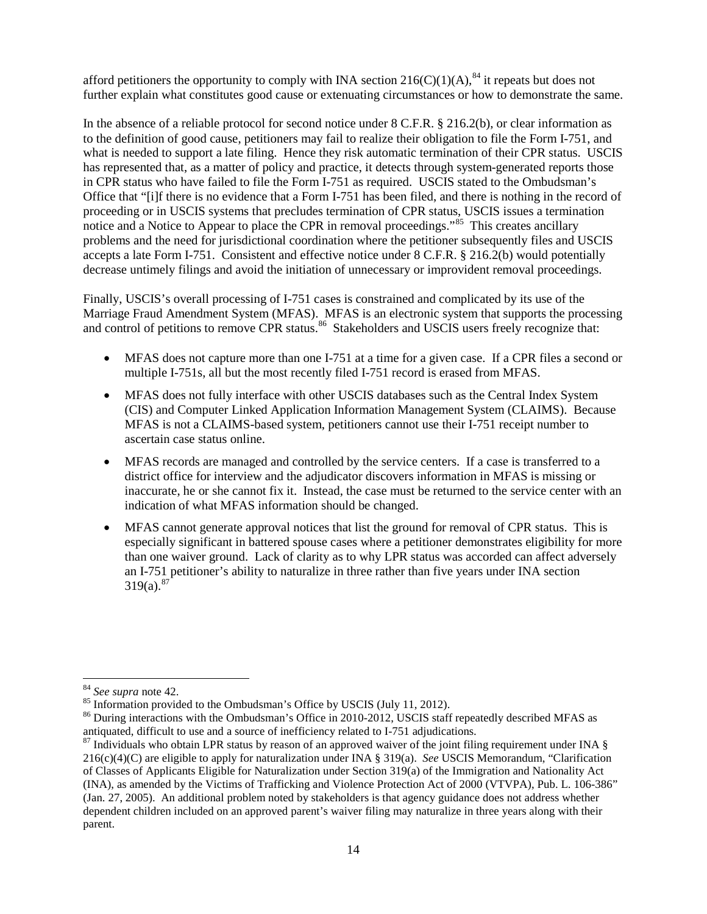afford petitioners the opportunity to comply with INA section 216(C)(1)(A),[84] it repeats but does not further explain what constitutes good cause or extenuating circumstances or how to demonstrate the same.

In the absence of a reliable protocol for second notice under 8 C.F.R. § 216.2(b), or clear information as to the definition of good cause, petitioners may fail to realize their obligation to file the Form I-751, and what is needed to support a late filing. Hence they risk automatic termination of their CPR status. USCIS has represented that, as a matter of policy and practice, it detects through system-generated reports those in CPR status who have failed to file the Form I-751 as required. USCIS stated to the Ombudsman's Office that "[i]f there is no evidence that a Form I-751 has been filed, and there is nothing in the record of proceeding or in USCIS systems that precludes termination of CPR status, USCIS issues a termination notice and a Notice to Appear to place the CPR in removal proceedings."[85] This creates ancillary problems and the need for jurisdictional coordination where the petitioner subsequently files and USCIS accepts a late Form I-751. Consistent and effective notice under 8 C.F.R. § 216.2(b) would potentially decrease untimely filings and avoid the initiation of unnecessary or improvident removal proceedings.

Finally, USCIS's overall processing of I-751 cases is constrained and complicated by its use of the Marriage Fraud Amendment System (MFAS). MFAS is an electronic system that supports the processing and control of petitions to remove CPR status.[86] Stakeholders and USCIS users freely recognize that:

- MFAS does not capture more than one I-751 at a time for a given case. If a CPR files a second or multiple I-751s, all but the most recently filed I-751 record is erased from MFAS.
- MFAS does not fully interface with other USCIS databases such as the Central Index System (CIS) and Computer Linked Application Information Management System (CLAIMS). Because MFAS is not a CLAIMS-based system, petitioners cannot use their I-751 receipt number to ascertain case status online.
- MFAS records are managed and controlled by the service centers. If a case is transferred to a district office for interview and the adjudicator discovers information in MFAS is missing or inaccurate, he or she cannot fix it. Instead, the case must be returned to the service center with an indication of what MFAS information should be changed.
- MFAS cannot generate approval notices that list the ground for removal of CPR status. This is especially significant in battered spouse cases where a petitioner demonstrates eligibility for more than one waiver ground. Lack of clarity as to why LPR status was accorded can affect adversely an I-751 petitioner's ability to naturalize in three rather than five years under INA section 319(a).[87]

---

[84] *See supra* note 42.

[85] Information provided to the Ombudsman's Office by USCIS (July 11, 2012).

[86] During interactions with the Ombudsman's Office in 2010-2012, USCIS staff repeatedly described MFAS as antiquated, difficult to use and a source of inefficiency related to I-751 adjudications.

[87] Individuals who obtain LPR status by reason of an approved waiver of the joint filing requirement under INA § 216(c)(4)(C) are eligible to apply for naturalization under INA § 319(a). *See* USCIS Memorandum, "Clarification of Classes of Applicants Eligible for Naturalization under Section 319(a) of the Immigration and Nationality Act (INA), as amended by the Victims of Trafficking and Violence Protection Act of 2000 (VTVPA), Pub. L. 106-386" (Jan. 27, 2005). An additional problem noted by stakeholders is that agency guidance does not address whether dependent children included on an approved parent's waiver filing may naturalize in three years along with their parent.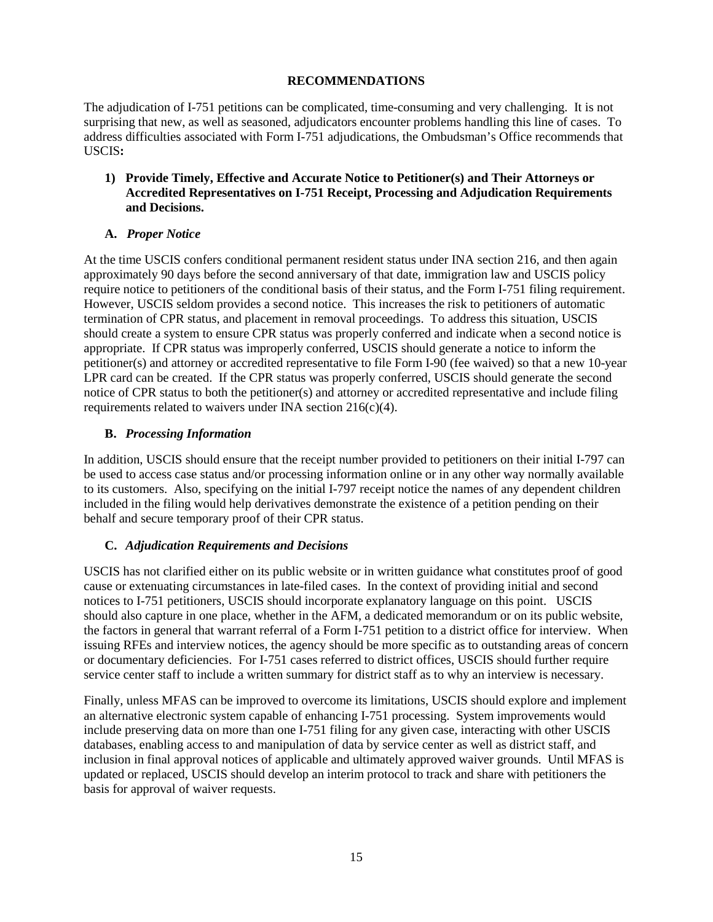## RECOMMENDATIONS

The adjudication of I-751 petitions can be complicated, time-consuming and very challenging. It is not surprising that new, as well as seasoned, adjudicators encounter problems handling this line of cases. To address difficulties associated with Form I-751 adjudications, the Ombudsman's Office recommends that USCIS**:**

### 1) Provide Timely, Effective and Accurate Notice to Petitioner(s) and Their Attorneys or Accredited Representatives on I-751 Receipt, Processing and Adjudication Requirements and Decisions.

#### A. *Proper Notice*

At the time USCIS confers conditional permanent resident status under INA section 216, and then again approximately 90 days before the second anniversary of that date, immigration law and USCIS policy require notice to petitioners of the conditional basis of their status, and the Form I-751 filing requirement. However, USCIS seldom provides a second notice. This increases the risk to petitioners of automatic termination of CPR status, and placement in removal proceedings. To address this situation, USCIS should create a system to ensure CPR status was properly conferred and indicate when a second notice is appropriate. If CPR status was improperly conferred, USCIS should generate a notice to inform the petitioner(s) and attorney or accredited representative to file Form I-90 (fee waived) so that a new 10-year LPR card can be created. If the CPR status was properly conferred, USCIS should generate the second notice of CPR status to both the petitioner(s) and attorney or accredited representative and include filing requirements related to waivers under INA section 216(c)(4).

#### B. *Processing Information*

In addition, USCIS should ensure that the receipt number provided to petitioners on their initial I-797 can be used to access case status and/or processing information online or in any other way normally available to its customers. Also, specifying on the initial I-797 receipt notice the names of any dependent children included in the filing would help derivatives demonstrate the existence of a petition pending on their behalf and secure temporary proof of their CPR status.

#### C. *Adjudication Requirements and Decisions*

USCIS has not clarified either on its public website or in written guidance what constitutes proof of good cause or extenuating circumstances in late-filed cases. In the context of providing initial and second notices to I-751 petitioners, USCIS should incorporate explanatory language on this point. USCIS should also capture in one place, whether in the AFM, a dedicated memorandum or on its public website, the factors in general that warrant referral of a Form I-751 petition to a district office for interview. When issuing RFEs and interview notices, the agency should be more specific as to outstanding areas of concern or documentary deficiencies. For I-751 cases referred to district offices, USCIS should further require service center staff to include a written summary for district staff as to why an interview is necessary.

Finally, unless MFAS can be improved to overcome its limitations, USCIS should explore and implement an alternative electronic system capable of enhancing I-751 processing. System improvements would include preserving data on more than one I-751 filing for any given case, interacting with other USCIS databases, enabling access to and manipulation of data by service center as well as district staff, and inclusion in final approval notices of applicable and ultimately approved waiver grounds. Until MFAS is updated or replaced, USCIS should develop an interim protocol to track and share with petitioners the basis for approval of waiver requests.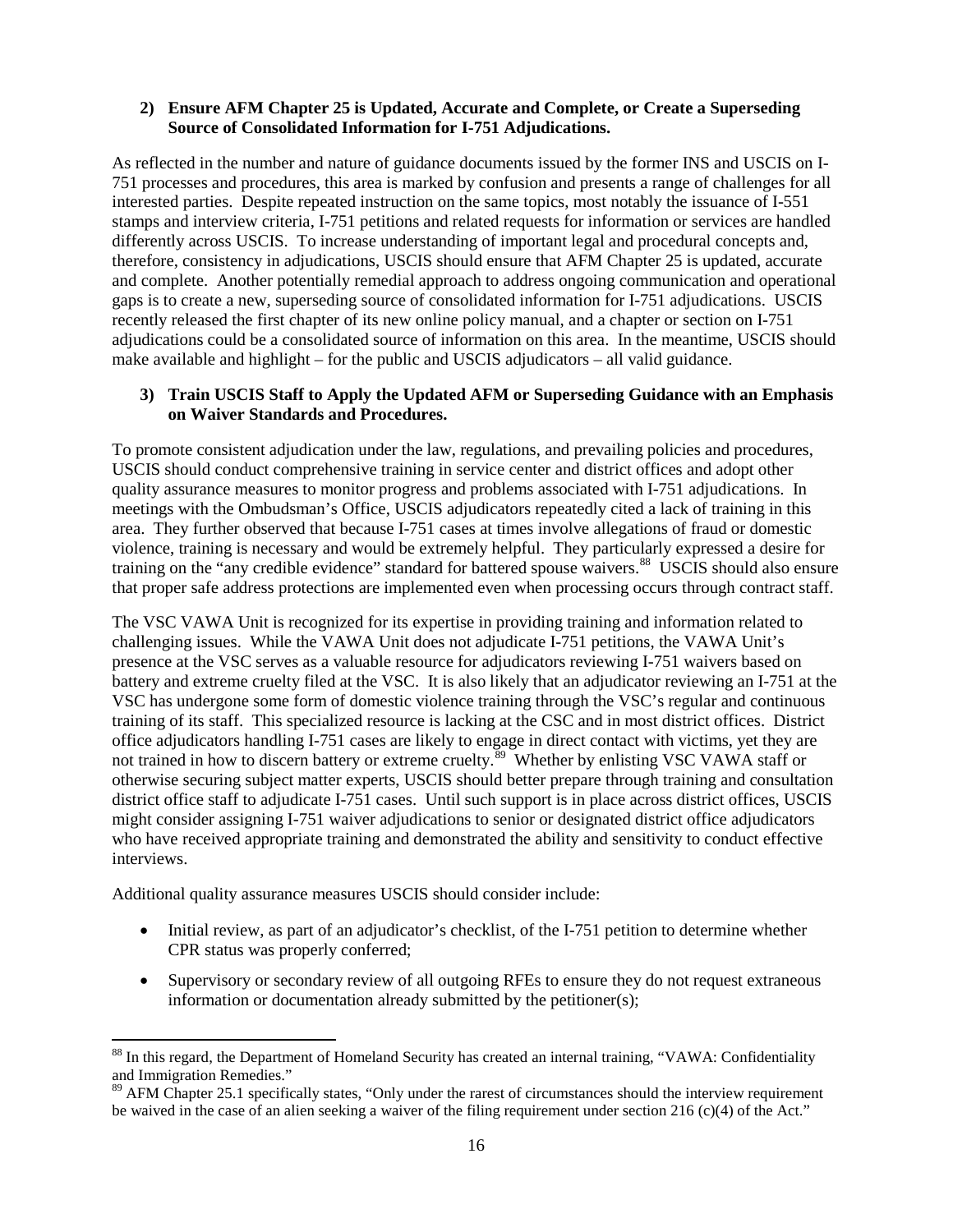**2) Ensure AFM Chapter 25 is Updated, Accurate and Complete, or Create a Superseding Source of Consolidated Information for I-751 Adjudications.**

As reflected in the number and nature of guidance documents issued by the former INS and USCIS on I-751 processes and procedures, this area is marked by confusion and presents a range of challenges for all interested parties. Despite repeated instruction on the same topics, most notably the issuance of I-551 stamps and interview criteria, I-751 petitions and related requests for information or services are handled differently across USCIS. To increase understanding of important legal and procedural concepts and, therefore, consistency in adjudications, USCIS should ensure that AFM Chapter 25 is updated, accurate and complete. Another potentially remedial approach to address ongoing communication and operational gaps is to create a new, superseding source of consolidated information for I-751 adjudications. USCIS recently released the first chapter of its new online policy manual, and a chapter or section on I-751 adjudications could be a consolidated source of information on this area. In the meantime, USCIS should make available and highlight – for the public and USCIS adjudicators – all valid guidance.

**3) Train USCIS Staff to Apply the Updated AFM or Superseding Guidance with an Emphasis on Waiver Standards and Procedures.**

To promote consistent adjudication under the law, regulations, and prevailing policies and procedures, USCIS should conduct comprehensive training in service center and district offices and adopt other quality assurance measures to monitor progress and problems associated with I-751 adjudications. In meetings with the Ombudsman's Office, USCIS adjudicators repeatedly cited a lack of training in this area. They further observed that because I-751 cases at times involve allegations of fraud or domestic violence, training is necessary and would be extremely helpful. They particularly expressed a desire for training on the "any credible evidence" standard for battered spouse waivers.[88] USCIS should also ensure that proper safe address protections are implemented even when processing occurs through contract staff.

The VSC VAWA Unit is recognized for its expertise in providing training and information related to challenging issues. While the VAWA Unit does not adjudicate I-751 petitions, the VAWA Unit's presence at the VSC serves as a valuable resource for adjudicators reviewing I-751 waivers based on battery and extreme cruelty filed at the VSC. It is also likely that an adjudicator reviewing an I-751 at the VSC has undergone some form of domestic violence training through the VSC's regular and continuous training of its staff. This specialized resource is lacking at the CSC and in most district offices. District office adjudicators handling I-751 cases are likely to engage in direct contact with victims, yet they are not trained in how to discern battery or extreme cruelty.[89] Whether by enlisting VSC VAWA staff or otherwise securing subject matter experts, USCIS should better prepare through training and consultation district office staff to adjudicate I-751 cases. Until such support is in place across district offices, USCIS might consider assigning I-751 waiver adjudications to senior or designated district office adjudicators who have received appropriate training and demonstrated the ability and sensitivity to conduct effective interviews.

Additional quality assurance measures USCIS should consider include:

- Initial review, as part of an adjudicator's checklist, of the I-751 petition to determine whether CPR status was properly conferred;
- Supervisory or secondary review of all outgoing RFEs to ensure they do not request extraneous information or documentation already submitted by the petitioner(s);

[88] In this regard, the Department of Homeland Security has created an internal training, "VAWA: Confidentiality and Immigration Remedies."

[89] AFM Chapter 25.1 specifically states, "Only under the rarest of circumstances should the interview requirement be waived in the case of an alien seeking a waiver of the filing requirement under section 216 (c)(4) of the Act."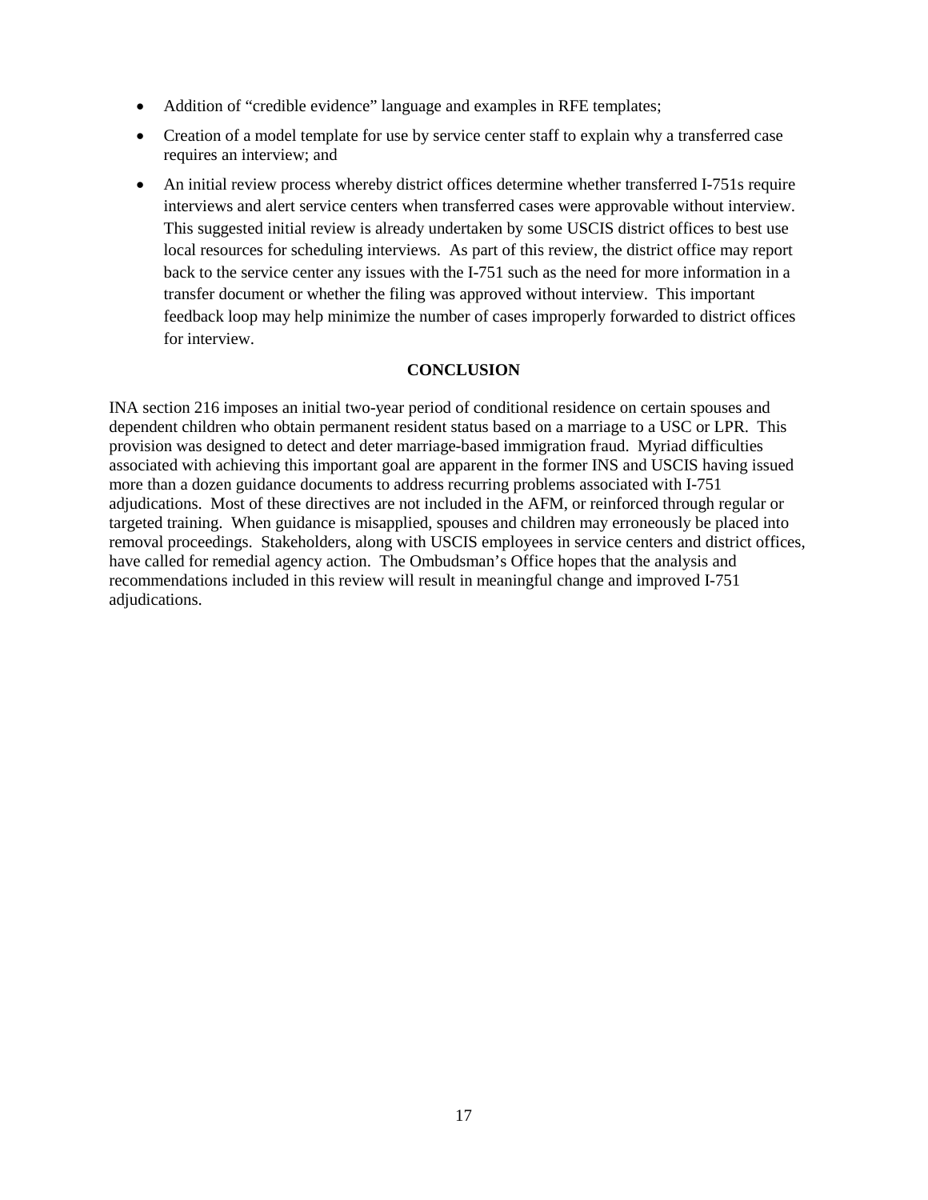- Addition of "credible evidence" language and examples in RFE templates;
- Creation of a model template for use by service center staff to explain why a transferred case requires an interview; and
- An initial review process whereby district offices determine whether transferred I-751s require interviews and alert service centers when transferred cases were approvable without interview. This suggested initial review is already undertaken by some USCIS district offices to best use local resources for scheduling interviews. As part of this review, the district office may report back to the service center any issues with the I-751 such as the need for more information in a transfer document or whether the filing was approved without interview. This important feedback loop may help minimize the number of cases improperly forwarded to district offices for interview.

## CONCLUSION

INA section 216 imposes an initial two-year period of conditional residence on certain spouses and dependent children who obtain permanent resident status based on a marriage to a USC or LPR. This provision was designed to detect and deter marriage-based immigration fraud. Myriad difficulties associated with achieving this important goal are apparent in the former INS and USCIS having issued more than a dozen guidance documents to address recurring problems associated with I-751 adjudications. Most of these directives are not included in the AFM, or reinforced through regular or targeted training. When guidance is misapplied, spouses and children may erroneously be placed into removal proceedings. Stakeholders, along with USCIS employees in service centers and district offices, have called for remedial agency action. The Ombudsman's Office hopes that the analysis and recommendations included in this review will result in meaningful change and improved I-751 adjudications.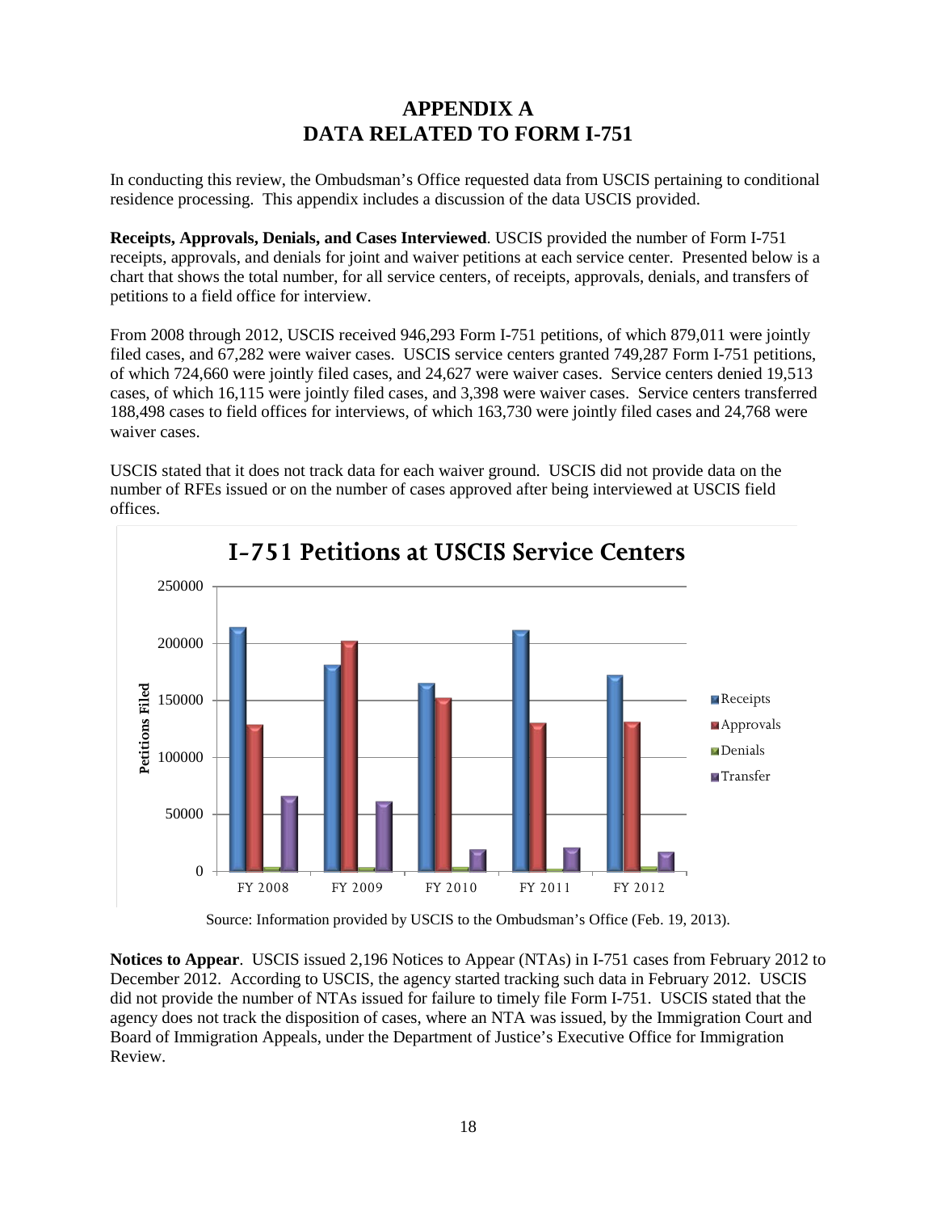# APPENDIX A
# DATA RELATED TO FORM I-751

In conducting this review, the Ombudsman's Office requested data from USCIS pertaining to conditional residence processing. This appendix includes a discussion of the data USCIS provided.

**Receipts, Approvals, Denials, and Cases Interviewed**. USCIS provided the number of Form I-751 receipts, approvals, and denials for joint and waiver petitions at each service center. Presented below is a chart that shows the total number, for all service centers, of receipts, approvals, denials, and transfers of petitions to a field office for interview.

From 2008 through 2012, USCIS received 946,293 Form I-751 petitions, of which 879,011 were jointly filed cases, and 67,282 were waiver cases. USCIS service centers granted 749,287 Form I-751 petitions, of which 724,660 were jointly filed cases, and 24,627 were waiver cases. Service centers denied 19,513 cases, of which 16,115 were jointly filed cases, and 3,398 were waiver cases. Service centers transferred 188,498 cases to field offices for interviews, of which 163,730 were jointly filed cases and 24,768 were waiver cases.

USCIS stated that it does not track data for each waiver ground. USCIS did not provide data on the number of RFEs issued or on the number of cases approved after being interviewed at USCIS field offices.

**I-751 Petitions at USCIS Service Centers**

Source: Information provided by USCIS to the Ombudsman's Office (Feb. 19, 2013).

**Notices to Appear**. USCIS issued 2,196 Notices to Appear (NTAs) in I-751 cases from February 2012 to December 2012. According to USCIS, the agency started tracking such data in February 2012. USCIS did not provide the number of NTAs issued for failure to timely file Form I-751. USCIS stated that the agency does not track the disposition of cases, where an NTA was issued, by the Immigration Court and Board of Immigration Appeals, under the Department of Justice's Executive Office for Immigration Review.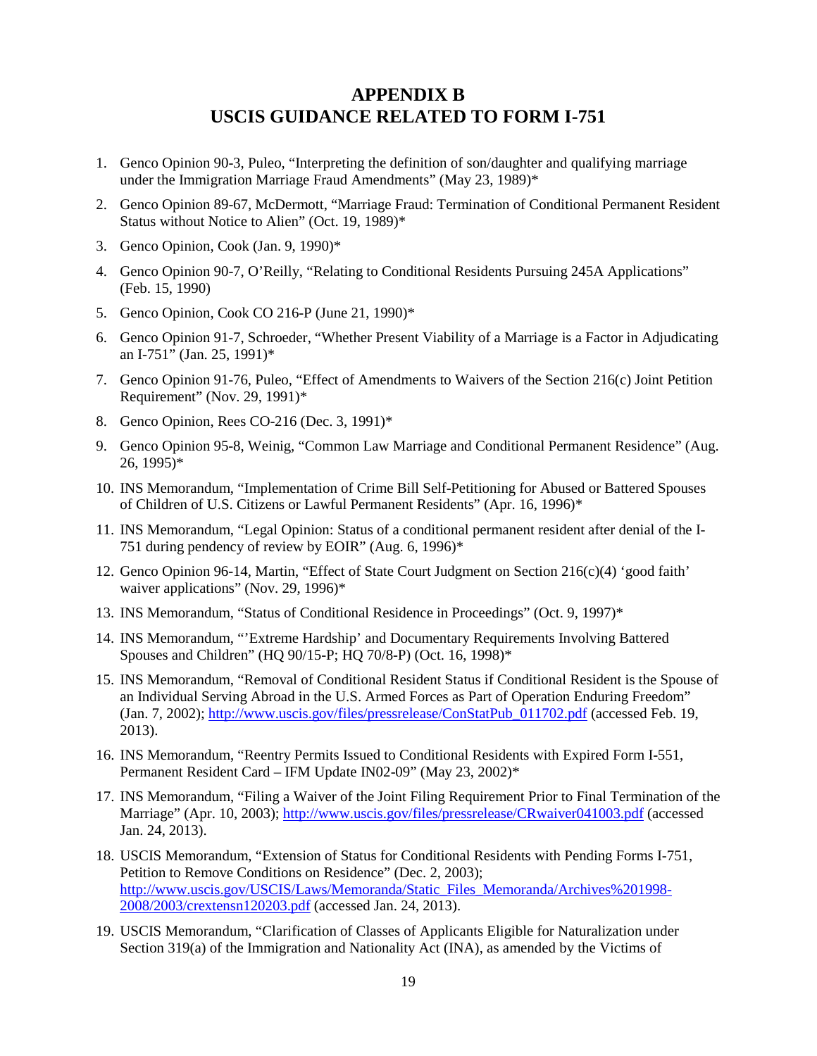# APPENDIX B
# USCIS GUIDANCE RELATED TO FORM I-751

1. Genco Opinion 90-3, Puleo, "Interpreting the definition of son/daughter and qualifying marriage under the Immigration Marriage Fraud Amendments" (May 23, 1989)*
2. Genco Opinion 89-67, McDermott, "Marriage Fraud: Termination of Conditional Permanent Resident Status without Notice to Alien" (Oct. 19, 1989)*
3. Genco Opinion, Cook (Jan. 9, 1990)*
4. Genco Opinion 90-7, O'Reilly, "Relating to Conditional Residents Pursuing 245A Applications" (Feb. 15, 1990)
5. Genco Opinion, Cook CO 216-P (June 21, 1990)*
6. Genco Opinion 91-7, Schroeder, "Whether Present Viability of a Marriage is a Factor in Adjudicating an I-751" (Jan. 25, 1991)*
7. Genco Opinion 91-76, Puleo, "Effect of Amendments to Waivers of the Section 216(c) Joint Petition Requirement" (Nov. 29, 1991)*
8. Genco Opinion, Rees CO-216 (Dec. 3, 1991)*
9. Genco Opinion 95-8, Weinig, "Common Law Marriage and Conditional Permanent Residence" (Aug. 26, 1995)*
10. INS Memorandum, "Implementation of Crime Bill Self-Petitioning for Abused or Battered Spouses of Children of U.S. Citizens or Lawful Permanent Residents" (Apr. 16, 1996)*
11. INS Memorandum, "Legal Opinion: Status of a conditional permanent resident after denial of the I-751 during pendency of review by EOIR" (Aug. 6, 1996)*
12. Genco Opinion 96-14, Martin, "Effect of State Court Judgment on Section 216(c)(4) 'good faith' waiver applications" (Nov. 29, 1996)*
13. INS Memorandum, "Status of Conditional Residence in Proceedings" (Oct. 9, 1997)*
14. INS Memorandum, "'Extreme Hardship' and Documentary Requirements Involving Battered Spouses and Children" (HQ 90/15-P; HQ 70/8-P) (Oct. 16, 1998)*
15. INS Memorandum, "Removal of Conditional Resident Status if Conditional Resident is the Spouse of an Individual Serving Abroad in the U.S. Armed Forces as Part of Operation Enduring Freedom" (Jan. 7, 2002); http://www.uscis.gov/files/pressrelease/ConStatPub_011702.pdf (accessed Feb. 19, 2013).
16. INS Memorandum, "Reentry Permits Issued to Conditional Residents with Expired Form I-551, Permanent Resident Card – IFM Update IN02-09" (May 23, 2002)*
17. INS Memorandum, "Filing a Waiver of the Joint Filing Requirement Prior to Final Termination of the Marriage" (Apr. 10, 2003); http://www.uscis.gov/files/pressrelease/CRwaiver041003.pdf (accessed Jan. 24, 2013).
18. USCIS Memorandum, "Extension of Status for Conditional Residents with Pending Forms I-751, Petition to Remove Conditions on Residence" (Dec. 2, 2003); http://www.uscis.gov/USCIS/Laws/Memoranda/Static_Files_Memoranda/Archives%201998-2008/2003/crextensn120203.pdf (accessed Jan. 24, 2013).
19. USCIS Memorandum, "Clarification of Classes of Applicants Eligible for Naturalization under Section 319(a) of the Immigration and Nationality Act (INA), as amended by the Victims of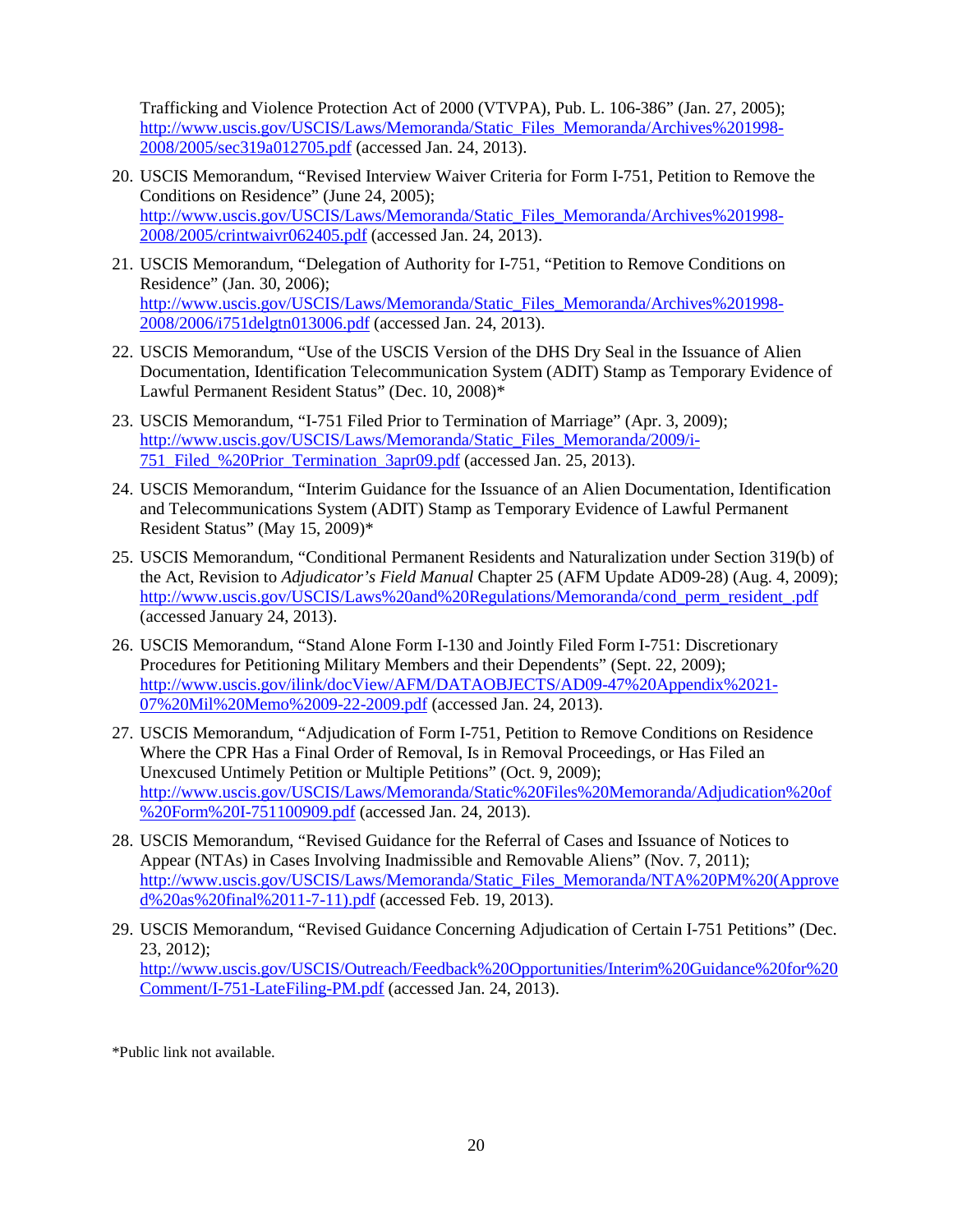Trafficking and Violence Protection Act of 2000 (VTVPA), Pub. L. 106-386" (Jan. 27, 2005); http://www.uscis.gov/USCIS/Laws/Memoranda/Static_Files_Memoranda/Archives%201998-2008/2005/sec319a012705.pdf (accessed Jan. 24, 2013).

20. USCIS Memorandum, "Revised Interview Waiver Criteria for Form I-751, Petition to Remove the Conditions on Residence" (June 24, 2005); http://www.uscis.gov/USCIS/Laws/Memoranda/Static_Files_Memoranda/Archives%201998-2008/2005/crintwaivr062405.pdf (accessed Jan. 24, 2013).

21. USCIS Memorandum, "Delegation of Authority for I-751, "Petition to Remove Conditions on Residence" (Jan. 30, 2006); http://www.uscis.gov/USCIS/Laws/Memoranda/Static_Files_Memoranda/Archives%201998-2008/2006/i751delgtn013006.pdf (accessed Jan. 24, 2013).

22. USCIS Memorandum, "Use of the USCIS Version of the DHS Dry Seal in the Issuance of Alien Documentation, Identification Telecommunication System (ADIT) Stamp as Temporary Evidence of Lawful Permanent Resident Status" (Dec. 10, 2008)*

23. USCIS Memorandum, "I-751 Filed Prior to Termination of Marriage" (Apr. 3, 2009); http://www.uscis.gov/USCIS/Laws/Memoranda/Static_Files_Memoranda/2009/i-751_Filed_%20Prior_Termination_3apr09.pdf (accessed Jan. 25, 2013).

24. USCIS Memorandum, "Interim Guidance for the Issuance of an Alien Documentation, Identification and Telecommunications System (ADIT) Stamp as Temporary Evidence of Lawful Permanent Resident Status" (May 15, 2009)*

25. USCIS Memorandum, "Conditional Permanent Residents and Naturalization under Section 319(b) of the Act, Revision to *Adjudicator's Field Manual* Chapter 25 (AFM Update AD09-28) (Aug. 4, 2009); http://www.uscis.gov/USCIS/Laws%20and%20Regulations/Memoranda/cond_perm_resident_.pdf (accessed January 24, 2013).

26. USCIS Memorandum, "Stand Alone Form I-130 and Jointly Filed Form I-751: Discretionary Procedures for Petitioning Military Members and their Dependents" (Sept. 22, 2009); http://www.uscis.gov/ilink/docView/AFM/DATAOBJECTS/AD09-47%20Appendix%2021-07%20Mil%20Memo%2009-22-2009.pdf (accessed Jan. 24, 2013).

27. USCIS Memorandum, "Adjudication of Form I-751, Petition to Remove Conditions on Residence Where the CPR Has a Final Order of Removal, Is in Removal Proceedings, or Has Filed an Unexcused Untimely Petition or Multiple Petitions" (Oct. 9, 2009); http://www.uscis.gov/USCIS/Laws/Memoranda/Static%20Files%20Memoranda/Adjudication%20of%20Form%20I-751100909.pdf (accessed Jan. 24, 2013).

28. USCIS Memorandum, "Revised Guidance for the Referral of Cases and Issuance of Notices to Appear (NTAs) in Cases Involving Inadmissible and Removable Aliens" (Nov. 7, 2011); http://www.uscis.gov/USCIS/Laws/Memoranda/Static_Files_Memoranda/NTA%20PM%20(Approved%20as%20final%2011-7-11).pdf (accessed Feb. 19, 2013).

29. USCIS Memorandum, "Revised Guidance Concerning Adjudication of Certain I-751 Petitions" (Dec. 23, 2012); http://www.uscis.gov/USCIS/Outreach/Feedback%20Opportunities/Interim%20Guidance%20for%20Comment/I-751-LateFiling-PM.pdf (accessed Jan. 24, 2013).

*Public link not available.